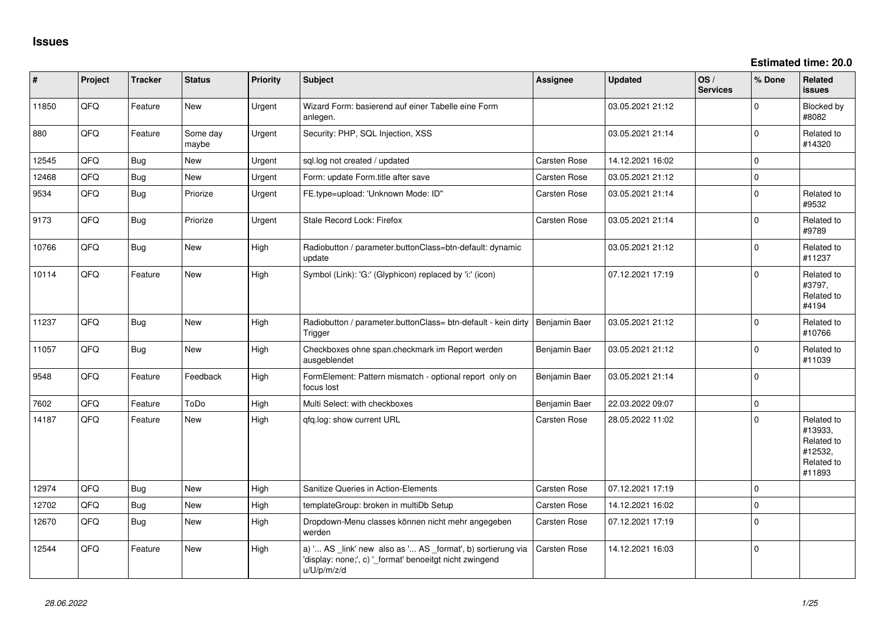# Issues

**Estimated time: 20.0**

| # | Project | Tracker | Status | Priority | Subject | Assignee | Updated | OS / Services | % Done | Related issues |
|---|---|---|---|---|---|---|---|---|---|---|
| 11850 | QFQ | Feature | New | Urgent | Wizard Form: basierend auf einer Tabelle eine Form anlegen. | | 03.05.2021 21:12 | | 0 | Blocked by #8082 |
| 880 | QFQ | Feature | Some day maybe | Urgent | Security: PHP, SQL Injection, XSS | | 03.05.2021 21:14 | | 0 | Related to #14320 |
| 12545 | QFQ | Bug | New | Urgent | sql.log not created / updated | Carsten Rose | 14.12.2021 16:02 | | 0 | |
| 12468 | QFQ | Bug | New | Urgent | Form: update Form.title after save | Carsten Rose | 03.05.2021 21:12 | | 0 | |
| 9534 | QFQ | Bug | Priorize | Urgent | FE.type=upload: 'Unknown Mode: ID" | Carsten Rose | 03.05.2021 21:14 | | 0 | Related to #9532 |
| 9173 | QFQ | Bug | Priorize | Urgent | Stale Record Lock: Firefox | Carsten Rose | 03.05.2021 21:14 | | 0 | Related to #9789 |
| 10766 | QFQ | Bug | New | High | Radiobutton / parameter.buttonClass=btn-default: dynamic update | | 03.05.2021 21:12 | | 0 | Related to #11237 |
| 10114 | QFQ | Feature | New | High | Symbol (Link): 'G:' (Glyphicon) replaced by 'i:' (icon) | | 07.12.2021 17:19 | | 0 | Related to #3797, Related to #4194 |
| 11237 | QFQ | Bug | New | High | Radiobutton / parameter.buttonClass= btn-default - kein dirty Trigger | Benjamin Baer | 03.05.2021 21:12 | | 0 | Related to #10766 |
| 11057 | QFQ | Bug | New | High | Checkboxes ohne span.checkmark im Report werden ausgeblendet | Benjamin Baer | 03.05.2021 21:12 | | 0 | Related to #11039 |
| 9548 | QFQ | Feature | Feedback | High | FormElement: Pattern mismatch - optional report only on focus lost | Benjamin Baer | 03.05.2021 21:14 | | 0 | |
| 7602 | QFQ | Feature | ToDo | High | Multi Select: with checkboxes | Benjamin Baer | 22.03.2022 09:07 | | 0 | |
| 14187 | QFQ | Feature | New | High | qfq.log: show current URL | Carsten Rose | 28.05.2022 11:02 | | 0 | Related to #13933, Related to #12532, Related to #11893 |
| 12974 | QFQ | Bug | New | High | Sanitize Queries in Action-Elements | Carsten Rose | 07.12.2021 17:19 | | 0 | |
| 12702 | QFQ | Bug | New | High | templateGroup: broken in multiDb Setup | Carsten Rose | 14.12.2021 16:02 | | 0 | |
| 12670 | QFQ | Bug | New | High | Dropdown-Menu classes können nicht mehr angegeben werden | Carsten Rose | 07.12.2021 17:19 | | 0 | |
| 12544 | QFQ | Feature | New | High | a) '... AS _link' new also as '... AS _format', b) sortierung via 'display: none;', c) '_format' benoeitgt nicht zwingend u/U/p/m/z/d | Carsten Rose | 14.12.2021 16:03 | | 0 | |

*28.06.2022*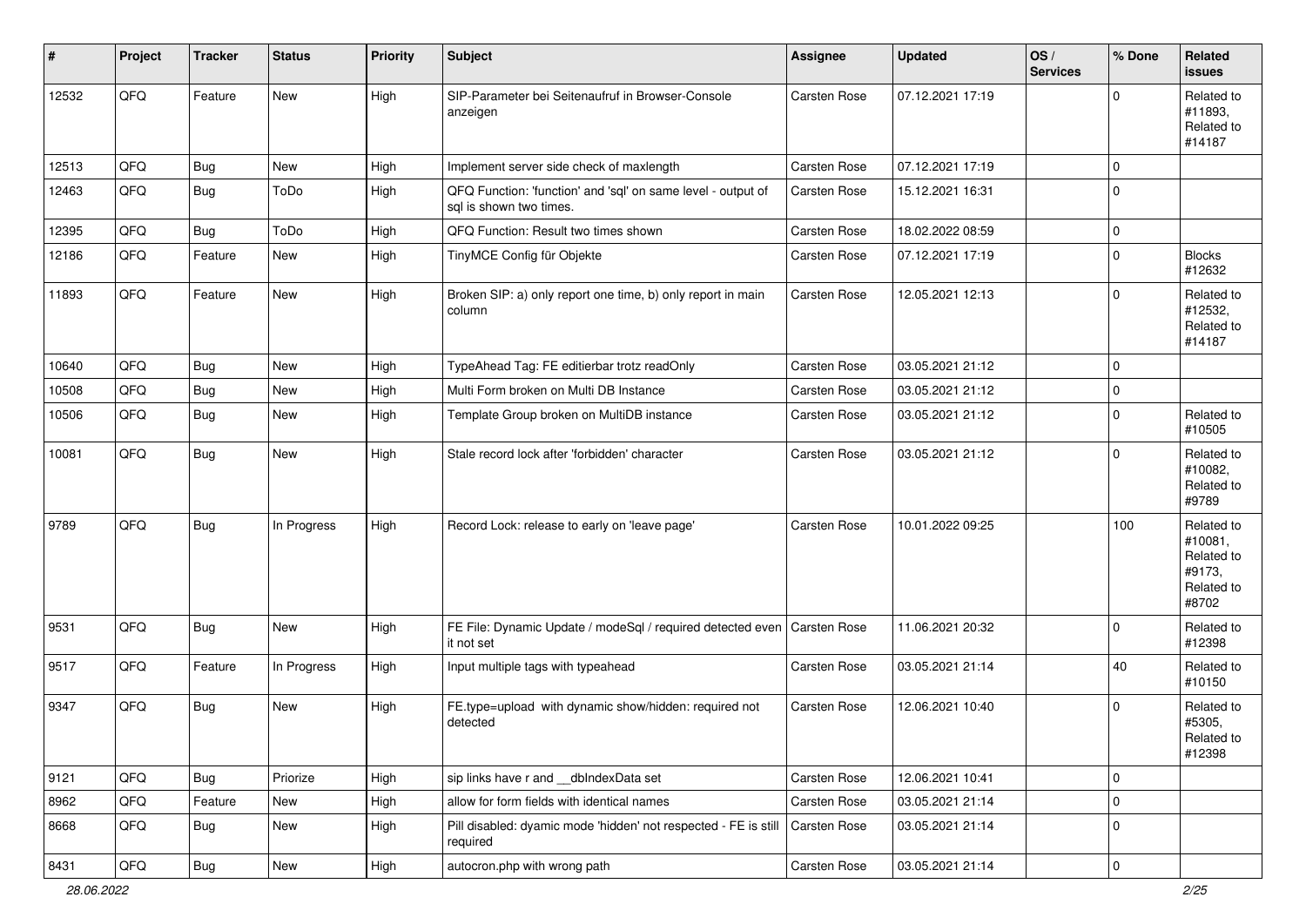| # | Project | Tracker | Status | Priority | Subject | Assignee | Updated | OS / Services | % Done | Related issues |
|---|---|---|---|---|---|---|---|---|---|---|
| 12532 | QFQ | Feature | New | High | SIP-Parameter bei Seitenaufruf in Browser-Console anzeigen | Carsten Rose | 07.12.2021 17:19 | | 0 | Related to #11893, Related to #14187 |
| 12513 | QFQ | Bug | New | High | Implement server side check of maxlength | Carsten Rose | 07.12.2021 17:19 | | 0 | |
| 12463 | QFQ | Bug | ToDo | High | QFQ Function: 'function' and 'sql' on same level - output of sql is shown two times. | Carsten Rose | 15.12.2021 16:31 | | 0 | |
| 12395 | QFQ | Bug | ToDo | High | QFQ Function: Result two times shown | Carsten Rose | 18.02.2022 08:59 | | 0 | |
| 12186 | QFQ | Feature | New | High | TinyMCE Config für Objekte | Carsten Rose | 07.12.2021 17:19 | | 0 | Blocks #12632 |
| 11893 | QFQ | Feature | New | High | Broken SIP: a) only report one time, b) only report in main column | Carsten Rose | 12.05.2021 12:13 | | 0 | Related to #12532, Related to #14187 |
| 10640 | QFQ | Bug | New | High | TypeAhead Tag: FE editierbar trotz readOnly | Carsten Rose | 03.05.2021 21:12 | | 0 | |
| 10508 | QFQ | Bug | New | High | Multi Form broken on Multi DB Instance | Carsten Rose | 03.05.2021 21:12 | | 0 | |
| 10506 | QFQ | Bug | New | High | Template Group broken on MultiDB instance | Carsten Rose | 03.05.2021 21:12 | | 0 | Related to #10505 |
| 10081 | QFQ | Bug | New | High | Stale record lock after 'forbidden' character | Carsten Rose | 03.05.2021 21:12 | | 0 | Related to #10082, Related to #9789 |
| 9789 | QFQ | Bug | In Progress | High | Record Lock: release to early on 'leave page' | Carsten Rose | 10.01.2022 09:25 | | 100 | Related to #10081, Related to #9173, Related to #8702 |
| 9531 | QFQ | Bug | New | High | FE File: Dynamic Update / modeSql / required detected even it not set | Carsten Rose | 11.06.2021 20:32 | | 0 | Related to #12398 |
| 9517 | QFQ | Feature | In Progress | High | Input multiple tags with typeahead | Carsten Rose | 03.05.2021 21:14 | | 40 | Related to #10150 |
| 9347 | QFQ | Bug | New | High | FE.type=upload with dynamic show/hidden: required not detected | Carsten Rose | 12.06.2021 10:40 | | 0 | Related to #5305, Related to #12398 |
| 9121 | QFQ | Bug | Priorize | High | sip links have r and __dbIndexData set | Carsten Rose | 12.06.2021 10:41 | | 0 | |
| 8962 | QFQ | Feature | New | High | allow for form fields with identical names | Carsten Rose | 03.05.2021 21:14 | | 0 | |
| 8668 | QFQ | Bug | New | High | Pill disabled: dyamic mode 'hidden' not respected - FE is still required | Carsten Rose | 03.05.2021 21:14 | | 0 | |
| 8431 | QFQ | Bug | New | High | autocron.php with wrong path | Carsten Rose | 03.05.2021 21:14 | | 0 | |

28.06.2022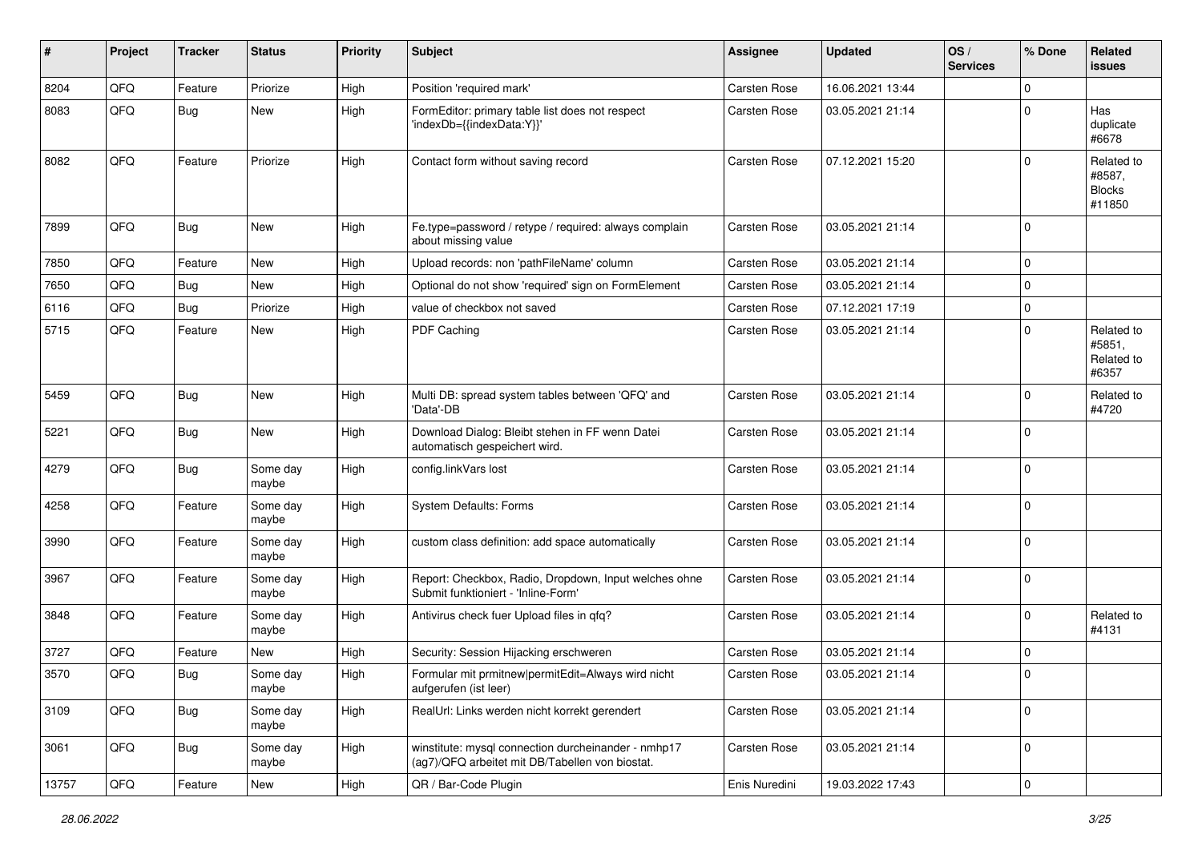| # | Project | Tracker | Status | Priority | Subject | Assignee | Updated | OS / Services | % Done | Related issues |
|---|---|---|---|---|---|---|---|---|---|---|
| 8204 | QFQ | Feature | Priorize | High | Position 'required mark' | Carsten Rose | 16.06.2021 13:44 | | 0 | |
| 8083 | QFQ | Bug | New | High | FormEditor: primary table list does not respect 'indexDb={{indexData:Y}}' | Carsten Rose | 03.05.2021 21:14 | | 0 | Has duplicate #6678 |
| 8082 | QFQ | Feature | Priorize | High | Contact form without saving record | Carsten Rose | 07.12.2021 15:20 | | 0 | Related to #8587, Blocks #11850 |
| 7899 | QFQ | Bug | New | High | Fe.type=password / retype / required: always complain about missing value | Carsten Rose | 03.05.2021 21:14 | | 0 | |
| 7850 | QFQ | Feature | New | High | Upload records: non 'pathFileName' column | Carsten Rose | 03.05.2021 21:14 | | 0 | |
| 7650 | QFQ | Bug | New | High | Optional do not show 'required' sign on FormElement | Carsten Rose | 03.05.2021 21:14 | | 0 | |
| 6116 | QFQ | Bug | Priorize | High | value of checkbox not saved | Carsten Rose | 07.12.2021 17:19 | | 0 | |
| 5715 | QFQ | Feature | New | High | PDF Caching | Carsten Rose | 03.05.2021 21:14 | | 0 | Related to #5851, Related to #6357 |
| 5459 | QFQ | Bug | New | High | Multi DB: spread system tables between 'QFQ' and 'Data'-DB | Carsten Rose | 03.05.2021 21:14 | | 0 | Related to #4720 |
| 5221 | QFQ | Bug | New | High | Download Dialog: Bleibt stehen in FF wenn Datei automatisch gespeichert wird. | Carsten Rose | 03.05.2021 21:14 | | 0 | |
| 4279 | QFQ | Bug | Some day maybe | High | config.linkVars lost | Carsten Rose | 03.05.2021 21:14 | | 0 | |
| 4258 | QFQ | Feature | Some day maybe | High | System Defaults: Forms | Carsten Rose | 03.05.2021 21:14 | | 0 | |
| 3990 | QFQ | Feature | Some day maybe | High | custom class definition: add space automatically | Carsten Rose | 03.05.2021 21:14 | | 0 | |
| 3967 | QFQ | Feature | Some day maybe | High | Report: Checkbox, Radio, Dropdown, Input welches ohne Submit funktioniert - 'Inline-Form' | Carsten Rose | 03.05.2021 21:14 | | 0 | |
| 3848 | QFQ | Feature | Some day maybe | High | Antivirus check fuer Upload files in qfq? | Carsten Rose | 03.05.2021 21:14 | | 0 | Related to #4131 |
| 3727 | QFQ | Feature | New | High | Security: Session Hijacking erschweren | Carsten Rose | 03.05.2021 21:14 | | 0 | |
| 3570 | QFQ | Bug | Some day maybe | High | Formular mit prmitnew\|permitEdit=Always wird nicht aufgerufen (ist leer) | Carsten Rose | 03.05.2021 21:14 | | 0 | |
| 3109 | QFQ | Bug | Some day maybe | High | RealUrl: Links werden nicht korrekt gerendert | Carsten Rose | 03.05.2021 21:14 | | 0 | |
| 3061 | QFQ | Bug | Some day maybe | High | winstitute: mysql connection durcheinander - nmhp17 (ag7)/QFQ arbeitet mit DB/Tabellen von biostat. | Carsten Rose | 03.05.2021 21:14 | | 0 | |
| 13757 | QFQ | Feature | New | High | QR / Bar-Code Plugin | Enis Nuredini | 19.03.2022 17:43 | | 0 | |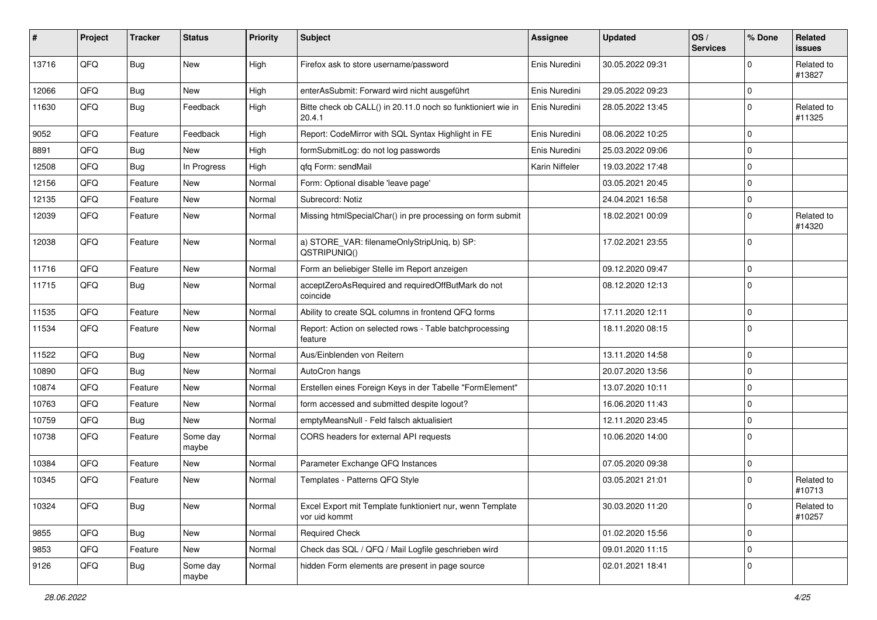| # | Project | Tracker | Status | Priority | Subject | Assignee | Updated | OS / Services | % Done | Related issues |
|---|---|---|---|---|---|---|---|---|---|---|
| 13716 | QFQ | Bug | New | High | Firefox ask to store username/password | Enis Nuredini | 30.05.2022 09:31 | | 0 | Related to #13827 |
| 12066 | QFQ | Bug | New | High | enterAsSubmit: Forward wird nicht ausgeführt | Enis Nuredini | 29.05.2022 09:23 | | 0 | |
| 11630 | QFQ | Bug | Feedback | High | Bitte check ob CALL() in 20.11.0 noch so funktioniert wie in 20.4.1 | Enis Nuredini | 28.05.2022 13:45 | | 0 | Related to #11325 |
| 9052 | QFQ | Feature | Feedback | High | Report: CodeMirror with SQL Syntax Highlight in FE | Enis Nuredini | 08.06.2022 10:25 | | 0 | |
| 8891 | QFQ | Bug | New | High | formSubmitLog: do not log passwords | Enis Nuredini | 25.03.2022 09:06 | | 0 | |
| 12508 | QFQ | Bug | In Progress | High | qfq Form: sendMail | Karin Niffeler | 19.03.2022 17:48 | | 0 | |
| 12156 | QFQ | Feature | New | Normal | Form: Optional disable 'leave page' | | 03.05.2021 20:45 | | 0 | |
| 12135 | QFQ | Feature | New | Normal | Subrecord: Notiz | | 24.04.2021 16:58 | | 0 | |
| 12039 | QFQ | Feature | New | Normal | Missing htmlSpecialChar() in pre processing on form submit | | 18.02.2021 00:09 | | 0 | Related to #14320 |
| 12038 | QFQ | Feature | New | Normal | a) STORE_VAR: filenameOnlyStripUniq, b) SP: QSTRIPUNIQ() | | 17.02.2021 23:55 | | 0 | |
| 11716 | QFQ | Feature | New | Normal | Form an beliebiger Stelle im Report anzeigen | | 09.12.2020 09:47 | | 0 | |
| 11715 | QFQ | Bug | New | Normal | acceptZeroAsRequired and requiredOffButMark do not coincide | | 08.12.2020 12:13 | | 0 | |
| 11535 | QFQ | Feature | New | Normal | Ability to create SQL columns in frontend QFQ forms | | 17.11.2020 12:11 | | 0 | |
| 11534 | QFQ | Feature | New | Normal | Report: Action on selected rows - Table batchprocessing feature | | 18.11.2020 08:15 | | 0 | |
| 11522 | QFQ | Bug | New | Normal | Aus/Einblenden von Reitern | | 13.11.2020 14:58 | | 0 | |
| 10890 | QFQ | Bug | New | Normal | AutoCron hangs | | 20.07.2020 13:56 | | 0 | |
| 10874 | QFQ | Feature | New | Normal | Erstellen eines Foreign Keys in der Tabelle "FormElement" | | 13.07.2020 10:11 | | 0 | |
| 10763 | QFQ | Feature | New | Normal | form accessed and submitted despite logout? | | 16.06.2020 11:43 | | 0 | |
| 10759 | QFQ | Bug | New | Normal | emptyMeansNull - Feld falsch aktualisiert | | 12.11.2020 23:45 | | 0 | |
| 10738 | QFQ | Feature | Some day maybe | Normal | CORS headers for external API requests | | 10.06.2020 14:00 | | 0 | |
| 10384 | QFQ | Feature | New | Normal | Parameter Exchange QFQ Instances | | 07.05.2020 09:38 | | 0 | |
| 10345 | QFQ | Feature | New | Normal | Templates - Patterns QFQ Style | | 03.05.2021 21:01 | | 0 | Related to #10713 |
| 10324 | QFQ | Bug | New | Normal | Excel Export mit Template funktioniert nur, wenn Template vor uid kommt | | 30.03.2020 11:20 | | 0 | Related to #10257 |
| 9855 | QFQ | Bug | New | Normal | Required Check | | 01.02.2020 15:56 | | 0 | |
| 9853 | QFQ | Feature | New | Normal | Check das SQL / QFQ / Mail Logfile geschrieben wird | | 09.01.2020 11:15 | | 0 | |
| 9126 | QFQ | Bug | Some day maybe | Normal | hidden Form elements are present in page source | | 02.01.2021 18:41 | | 0 | |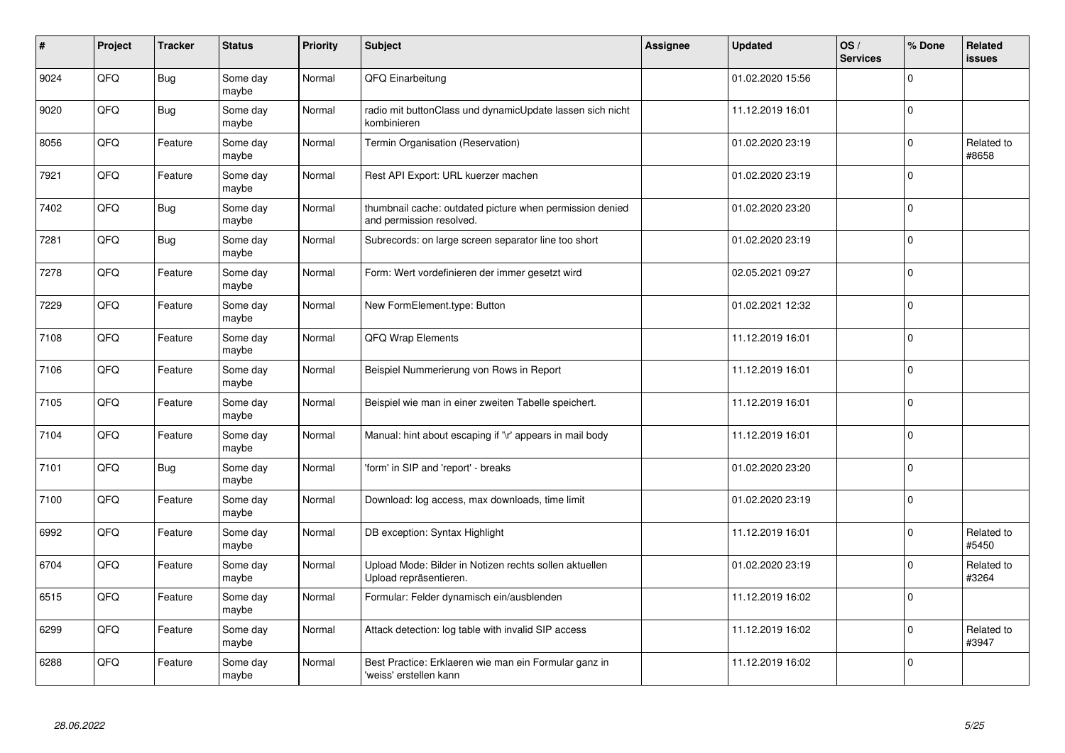| # | Project | Tracker | Status | Priority | Subject | Assignee | Updated | OS / Services | % Done | Related issues |
|---|---|---|---|---|---|---|---|---|---|---|
| 9024 | QFQ | Bug | Some day maybe | Normal | QFQ Einarbeitung | | 01.02.2020 15:56 | | 0 | |
| 9020 | QFQ | Bug | Some day maybe | Normal | radio mit buttonClass und dynamicUpdate lassen sich nicht kombinieren | | 11.12.2019 16:01 | | 0 | |
| 8056 | QFQ | Feature | Some day maybe | Normal | Termin Organisation (Reservation) | | 01.02.2020 23:19 | | 0 | Related to #8658 |
| 7921 | QFQ | Feature | Some day maybe | Normal | Rest API Export: URL kuerzer machen | | 01.02.2020 23:19 | | 0 | |
| 7402 | QFQ | Bug | Some day maybe | Normal | thumbnail cache: outdated picture when permission denied and permission resolved. | | 01.02.2020 23:20 | | 0 | |
| 7281 | QFQ | Bug | Some day maybe | Normal | Subrecords: on large screen separator line too short | | 01.02.2020 23:19 | | 0 | |
| 7278 | QFQ | Feature | Some day maybe | Normal | Form: Wert vordefinieren der immer gesetzt wird | | 02.05.2021 09:27 | | 0 | |
| 7229 | QFQ | Feature | Some day maybe | Normal | New FormElement.type: Button | | 01.02.2021 12:32 | | 0 | |
| 7108 | QFQ | Feature | Some day maybe | Normal | QFQ Wrap Elements | | 11.12.2019 16:01 | | 0 | |
| 7106 | QFQ | Feature | Some day maybe | Normal | Beispiel Nummerierung von Rows in Report | | 11.12.2019 16:01 | | 0 | |
| 7105 | QFQ | Feature | Some day maybe | Normal | Beispiel wie man in einer zweiten Tabelle speichert. | | 11.12.2019 16:01 | | 0 | |
| 7104 | QFQ | Feature | Some day maybe | Normal | Manual: hint about escaping if '\r' appears in mail body | | 11.12.2019 16:01 | | 0 | |
| 7101 | QFQ | Bug | Some day maybe | Normal | 'form' in SIP and 'report' - breaks | | 01.02.2020 23:20 | | 0 | |
| 7100 | QFQ | Feature | Some day maybe | Normal | Download: log access, max downloads, time limit | | 01.02.2020 23:19 | | 0 | |
| 6992 | QFQ | Feature | Some day maybe | Normal | DB exception: Syntax Highlight | | 11.12.2019 16:01 | | 0 | Related to #5450 |
| 6704 | QFQ | Feature | Some day maybe | Normal | Upload Mode: Bilder in Notizen rechts sollen aktuellen Upload repräsentieren. | | 01.02.2020 23:19 | | 0 | Related to #3264 |
| 6515 | QFQ | Feature | Some day maybe | Normal | Formular: Felder dynamisch ein/ausblenden | | 11.12.2019 16:02 | | 0 | |
| 6299 | QFQ | Feature | Some day maybe | Normal | Attack detection: log table with invalid SIP access | | 11.12.2019 16:02 | | 0 | Related to #3947 |
| 6288 | QFQ | Feature | Some day maybe | Normal | Best Practice: Erklaeren wie man ein Formular ganz in 'weiss' erstellen kann | | 11.12.2019 16:02 | | 0 | |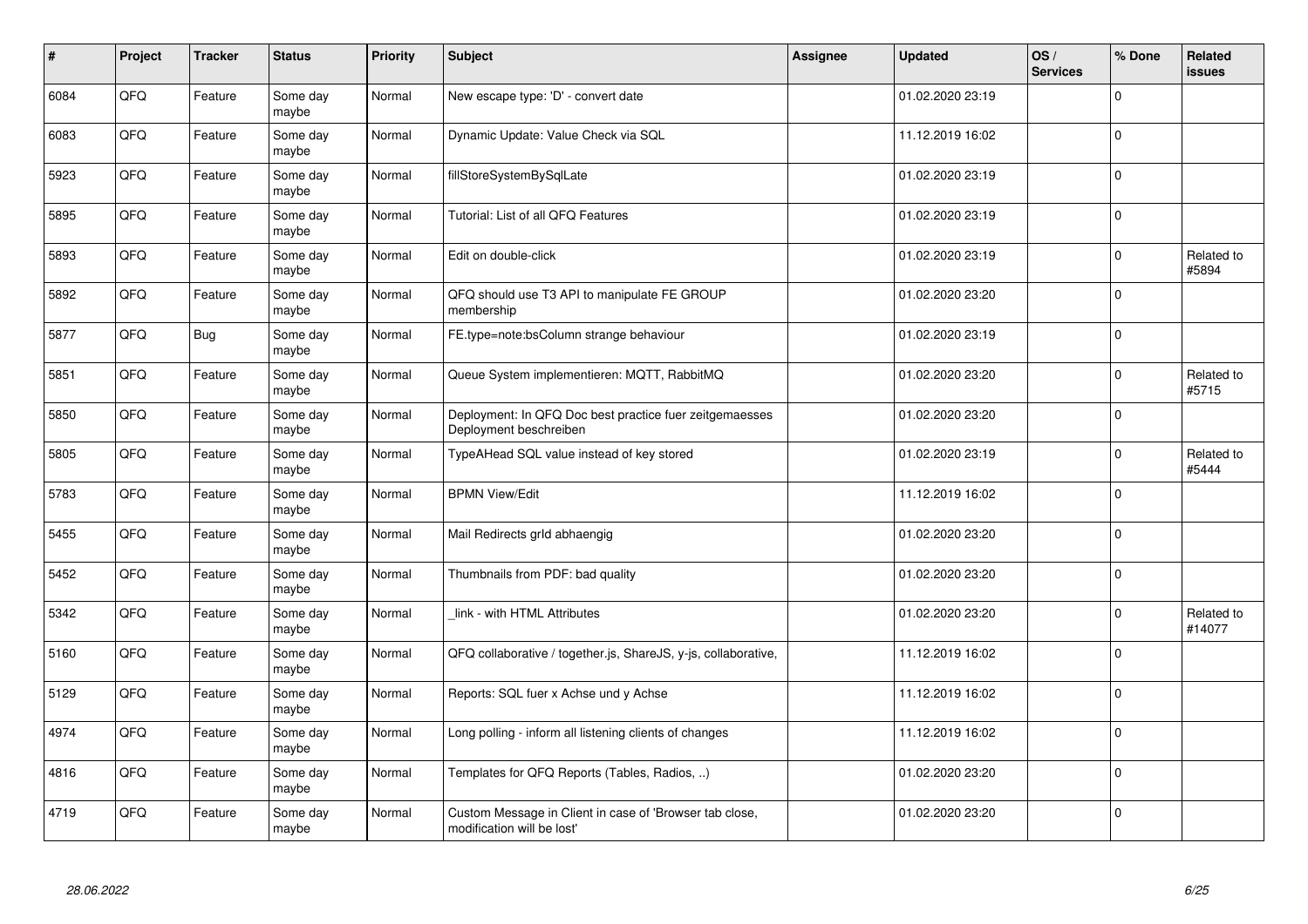| # | Project | Tracker | Status | Priority | Subject | Assignee | Updated | OS / Services | % Done | Related issues |
|---|---|---|---|---|---|---|---|---|---|---|
| 6084 | QFQ | Feature | Some day maybe | Normal | New escape type: 'D' - convert date | | 01.02.2020 23:19 | | 0 | |
| 6083 | QFQ | Feature | Some day maybe | Normal | Dynamic Update: Value Check via SQL | | 11.12.2019 16:02 | | 0 | |
| 5923 | QFQ | Feature | Some day maybe | Normal | fillStoreSystemBySqlLate | | 01.02.2020 23:19 | | 0 | |
| 5895 | QFQ | Feature | Some day maybe | Normal | Tutorial: List of all QFQ Features | | 01.02.2020 23:19 | | 0 | |
| 5893 | QFQ | Feature | Some day maybe | Normal | Edit on double-click | | 01.02.2020 23:19 | | 0 | Related to #5894 |
| 5892 | QFQ | Feature | Some day maybe | Normal | QFQ should use T3 API to manipulate FE GROUP membership | | 01.02.2020 23:20 | | 0 | |
| 5877 | QFQ | Bug | Some day maybe | Normal | FE.type=note:bsColumn strange behaviour | | 01.02.2020 23:19 | | 0 | |
| 5851 | QFQ | Feature | Some day maybe | Normal | Queue System implementieren: MQTT, RabbitMQ | | 01.02.2020 23:20 | | 0 | Related to #5715 |
| 5850 | QFQ | Feature | Some day maybe | Normal | Deployment: In QFQ Doc best practice fuer zeitgemaesses Deployment beschreiben | | 01.02.2020 23:20 | | 0 | |
| 5805 | QFQ | Feature | Some day maybe | Normal | TypeAHead SQL value instead of key stored | | 01.02.2020 23:19 | | 0 | Related to #5444 |
| 5783 | QFQ | Feature | Some day maybe | Normal | BPMN View/Edit | | 11.12.2019 16:02 | | 0 | |
| 5455 | QFQ | Feature | Some day maybe | Normal | Mail Redirects grId abhaengig | | 01.02.2020 23:20 | | 0 | |
| 5452 | QFQ | Feature | Some day maybe | Normal | Thumbnails from PDF: bad quality | | 01.02.2020 23:20 | | 0 | |
| 5342 | QFQ | Feature | Some day maybe | Normal | _link - with HTML Attributes | | 01.02.2020 23:20 | | 0 | Related to #14077 |
| 5160 | QFQ | Feature | Some day maybe | Normal | QFQ collaborative / together.js, ShareJS, y-js, collaborative, | | 11.12.2019 16:02 | | 0 | |
| 5129 | QFQ | Feature | Some day maybe | Normal | Reports: SQL fuer x Achse und y Achse | | 11.12.2019 16:02 | | 0 | |
| 4974 | QFQ | Feature | Some day maybe | Normal | Long polling - inform all listening clients of changes | | 11.12.2019 16:02 | | 0 | |
| 4816 | QFQ | Feature | Some day maybe | Normal | Templates for QFQ Reports (Tables, Radios, ..) | | 01.02.2020 23:20 | | 0 | |
| 4719 | QFQ | Feature | Some day maybe | Normal | Custom Message in Client in case of 'Browser tab close, modification will be lost' | | 01.02.2020 23:20 | | 0 | |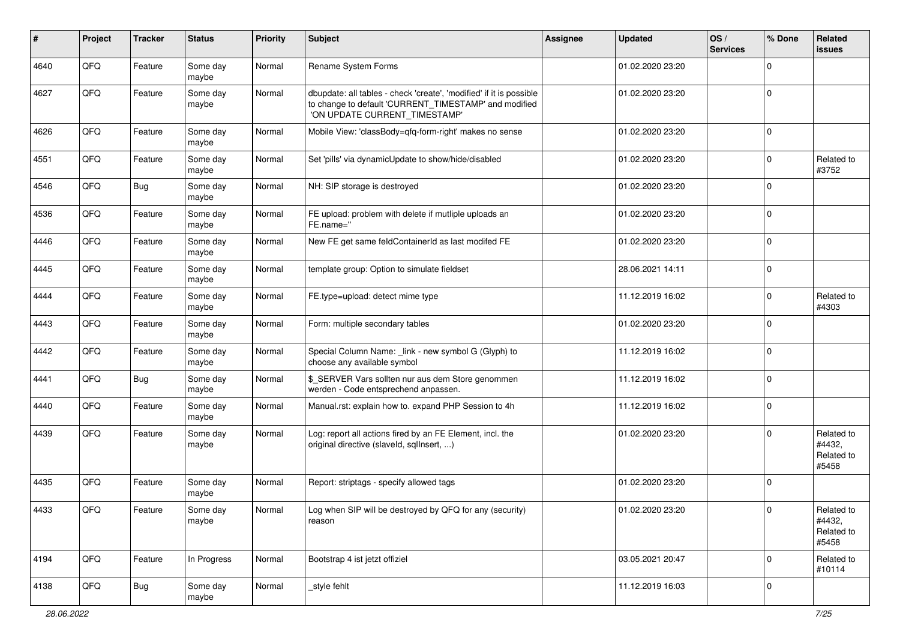| # | Project | Tracker | Status | Priority | Subject | Assignee | Updated | OS / Services | % Done | Related issues |
|---|---|---|---|---|---|---|---|---|---|---|
| 4640 | QFQ | Feature | Some day maybe | Normal | Rename System Forms | | 01.02.2020 23:20 | | 0 | |
| 4627 | QFQ | Feature | Some day maybe | Normal | dbupdate: all tables - check 'create', 'modified' if it is possible to change to default 'CURRENT_TIMESTAMP' and modified 'ON UPDATE CURRENT_TIMESTAMP' | | 01.02.2020 23:20 | | 0 | |
| 4626 | QFQ | Feature | Some day maybe | Normal | Mobile View: 'classBody=qfq-form-right' makes no sense | | 01.02.2020 23:20 | | 0 | |
| 4551 | QFQ | Feature | Some day maybe | Normal | Set 'pills' via dynamicUpdate to show/hide/disabled | | 01.02.2020 23:20 | | 0 | Related to #3752 |
| 4546 | QFQ | Bug | Some day maybe | Normal | NH: SIP storage is destroyed | | 01.02.2020 23:20 | | 0 | |
| 4536 | QFQ | Feature | Some day maybe | Normal | FE upload: problem with delete if mutliple uploads an FE.name='' | | 01.02.2020 23:20 | | 0 | |
| 4446 | QFQ | Feature | Some day maybe | Normal | New FE get same feldContainerId as last modifed FE | | 01.02.2020 23:20 | | 0 | |
| 4445 | QFQ | Feature | Some day maybe | Normal | template group: Option to simulate fieldset | | 28.06.2021 14:11 | | 0 | |
| 4444 | QFQ | Feature | Some day maybe | Normal | FE.type=upload: detect mime type | | 11.12.2019 16:02 | | 0 | Related to #4303 |
| 4443 | QFQ | Feature | Some day maybe | Normal | Form: multiple secondary tables | | 01.02.2020 23:20 | | 0 | |
| 4442 | QFQ | Feature | Some day maybe | Normal | Special Column Name: _link - new symbol G (Glyph) to choose any available symbol | | 11.12.2019 16:02 | | 0 | |
| 4441 | QFQ | Bug | Some day maybe | Normal | $_SERVER Vars sollten nur aus dem Store genommen werden - Code entsprechend anpassen. | | 11.12.2019 16:02 | | 0 | |
| 4440 | QFQ | Feature | Some day maybe | Normal | Manual.rst: explain how to. expand PHP Session to 4h | | 11.12.2019 16:02 | | 0 | |
| 4439 | QFQ | Feature | Some day maybe | Normal | Log: report all actions fired by an FE Element, incl. the original directive (slaveId, sqlInsert, ...) | | 01.02.2020 23:20 | | 0 | Related to #4432, Related to #5458 |
| 4435 | QFQ | Feature | Some day maybe | Normal | Report: striptags - specify allowed tags | | 01.02.2020 23:20 | | 0 | |
| 4433 | QFQ | Feature | Some day maybe | Normal | Log when SIP will be destroyed by QFQ for any (security) reason | | 01.02.2020 23:20 | | 0 | Related to #4432, Related to #5458 |
| 4194 | QFQ | Feature | In Progress | Normal | Bootstrap 4 ist jetzt offiziel | | 03.05.2021 20:47 | | 0 | Related to #10114 |
| 4138 | QFQ | Bug | Some day maybe | Normal | _style fehlt | | 11.12.2019 16:03 | | 0 | |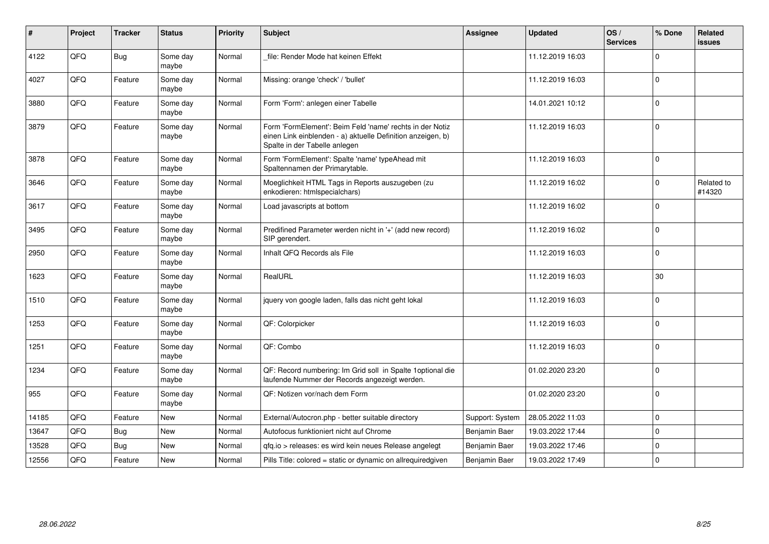| # | Project | Tracker | Status | Priority | Subject | Assignee | Updated | OS / Services | % Done | Related issues |
|---|---|---|---|---|---|---|---|---|---|---|
| 4122 | QFQ | Bug | Some day maybe | Normal | _file: Render Mode hat keinen Effekt | | 11.12.2019 16:03 | | 0 | |
| 4027 | QFQ | Feature | Some day maybe | Normal | Missing: orange 'check' / 'bullet' | | 11.12.2019 16:03 | | 0 | |
| 3880 | QFQ | Feature | Some day maybe | Normal | Form 'Form': anlegen einer Tabelle | | 14.01.2021 10:12 | | 0 | |
| 3879 | QFQ | Feature | Some day maybe | Normal | Form 'FormElement': Beim Feld 'name' rechts in der Notiz einen Link einblenden - a) aktuelle Definition anzeigen, b) Spalte in der Tabelle anlegen | | 11.12.2019 16:03 | | 0 | |
| 3878 | QFQ | Feature | Some day maybe | Normal | Form 'FormElement': Spalte 'name' typeAhead mit Spaltennamen der Primarytable. | | 11.12.2019 16:03 | | 0 | |
| 3646 | QFQ | Feature | Some day maybe | Normal | Moeglichkeit HTML Tags in Reports auszugeben (zu enkodieren: htmlspecialchars) | | 11.12.2019 16:02 | | 0 | Related to #14320 |
| 3617 | QFQ | Feature | Some day maybe | Normal | Load javascripts at bottom | | 11.12.2019 16:02 | | 0 | |
| 3495 | QFQ | Feature | Some day maybe | Normal | Predifined Parameter werden nicht in '+' (add new record) SIP gerendert. | | 11.12.2019 16:02 | | 0 | |
| 2950 | QFQ | Feature | Some day maybe | Normal | Inhalt QFQ Records als File | | 11.12.2019 16:03 | | 0 | |
| 1623 | QFQ | Feature | Some day maybe | Normal | RealURL | | 11.12.2019 16:03 | | 30 | |
| 1510 | QFQ | Feature | Some day maybe | Normal | jquery von google laden, falls das nicht geht lokal | | 11.12.2019 16:03 | | 0 | |
| 1253 | QFQ | Feature | Some day maybe | Normal | QF: Colorpicker | | 11.12.2019 16:03 | | 0 | |
| 1251 | QFQ | Feature | Some day maybe | Normal | QF: Combo | | 11.12.2019 16:03 | | 0 | |
| 1234 | QFQ | Feature | Some day maybe | Normal | QF: Record numbering: Im Grid soll in Spalte 1optional die laufende Nummer der Records angezeigt werden. | | 01.02.2020 23:20 | | 0 | |
| 955 | QFQ | Feature | Some day maybe | Normal | QF: Notizen vor/nach dem Form | | 01.02.2020 23:20 | | 0 | |
| 14185 | QFQ | Feature | New | Normal | External/Autocron.php - better suitable directory | Support: System | 28.05.2022 11:03 | | 0 | |
| 13647 | QFQ | Bug | New | Normal | Autofocus funktioniert nicht auf Chrome | Benjamin Baer | 19.03.2022 17:44 | | 0 | |
| 13528 | QFQ | Bug | New | Normal | qfq.io > releases: es wird kein neues Release angelegt | Benjamin Baer | 19.03.2022 17:46 | | 0 | |
| 12556 | QFQ | Feature | New | Normal | Pills Title: colored = static or dynamic on allrequiredgiven | Benjamin Baer | 19.03.2022 17:49 | | 0 | |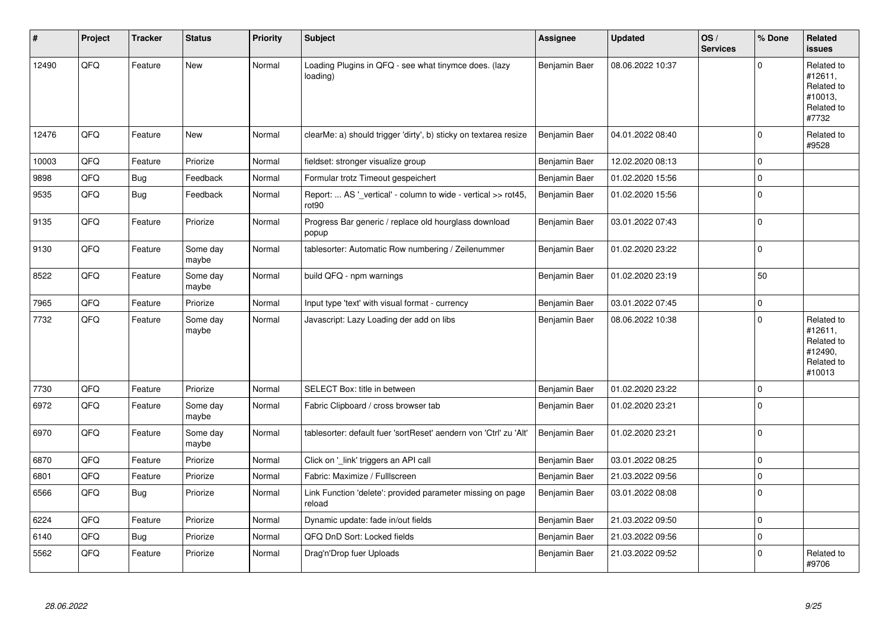| # | Project | Tracker | Status | Priority | Subject | Assignee | Updated | OS / Services | % Done | Related issues |
|---|---|---|---|---|---|---|---|---|---|---|
| 12490 | QFQ | Feature | New | Normal | Loading Plugins in QFQ - see what tinymce does. (lazy loading) | Benjamin Baer | 08.06.2022 10:37 | | 0 | Related to #12611, Related to #10013, Related to #7732 |
| 12476 | QFQ | Feature | New | Normal | clearMe: a) should trigger 'dirty', b) sticky on textarea resize | Benjamin Baer | 04.01.2022 08:40 | | 0 | Related to #9528 |
| 10003 | QFQ | Feature | Priorize | Normal | fieldset: stronger visualize group | Benjamin Baer | 12.02.2020 08:13 | | 0 | |
| 9898 | QFQ | Bug | Feedback | Normal | Formular trotz Timeout gespeichert | Benjamin Baer | 01.02.2020 15:56 | | 0 | |
| 9535 | QFQ | Bug | Feedback | Normal | Report: ... AS '_vertical' - column to wide - vertical >> rot45, rot90 | Benjamin Baer | 01.02.2020 15:56 | | 0 | |
| 9135 | QFQ | Feature | Priorize | Normal | Progress Bar generic / replace old hourglass download popup | Benjamin Baer | 03.01.2022 07:43 | | 0 | |
| 9130 | QFQ | Feature | Some day maybe | Normal | tablesorter: Automatic Row numbering / Zeilenummer | Benjamin Baer | 01.02.2020 23:22 | | 0 | |
| 8522 | QFQ | Feature | Some day maybe | Normal | build QFQ - npm warnings | Benjamin Baer | 01.02.2020 23:19 | | 50 | |
| 7965 | QFQ | Feature | Priorize | Normal | Input type 'text' with visual format - currency | Benjamin Baer | 03.01.2022 07:45 | | 0 | |
| 7732 | QFQ | Feature | Some day maybe | Normal | Javascript: Lazy Loading der add on libs | Benjamin Baer | 08.06.2022 10:38 | | 0 | Related to #12611, Related to #12490, Related to #10013 |
| 7730 | QFQ | Feature | Priorize | Normal | SELECT Box: title in between | Benjamin Baer | 01.02.2020 23:22 | | 0 | |
| 6972 | QFQ | Feature | Some day maybe | Normal | Fabric Clipboard / cross browser tab | Benjamin Baer | 01.02.2020 23:21 | | 0 | |
| 6970 | QFQ | Feature | Some day maybe | Normal | tablesorter: default fuer 'sortReset' aendern von 'Ctrl' zu 'Alt' | Benjamin Baer | 01.02.2020 23:21 | | 0 | |
| 6870 | QFQ | Feature | Priorize | Normal | Click on '_link' triggers an API call | Benjamin Baer | 03.01.2022 08:25 | | 0 | |
| 6801 | QFQ | Feature | Priorize | Normal | Fabric: Maximize / Fulllscreen | Benjamin Baer | 21.03.2022 09:56 | | 0 | |
| 6566 | QFQ | Bug | Priorize | Normal | Link Function 'delete': provided parameter missing on page reload | Benjamin Baer | 03.01.2022 08:08 | | 0 | |
| 6224 | QFQ | Feature | Priorize | Normal | Dynamic update: fade in/out fields | Benjamin Baer | 21.03.2022 09:50 | | 0 | |
| 6140 | QFQ | Bug | Priorize | Normal | QFQ DnD Sort: Locked fields | Benjamin Baer | 21.03.2022 09:56 | | 0 | |
| 5562 | QFQ | Feature | Priorize | Normal | Drag'n'Drop fuer Uploads | Benjamin Baer | 21.03.2022 09:52 | | 0 | Related to #9706 |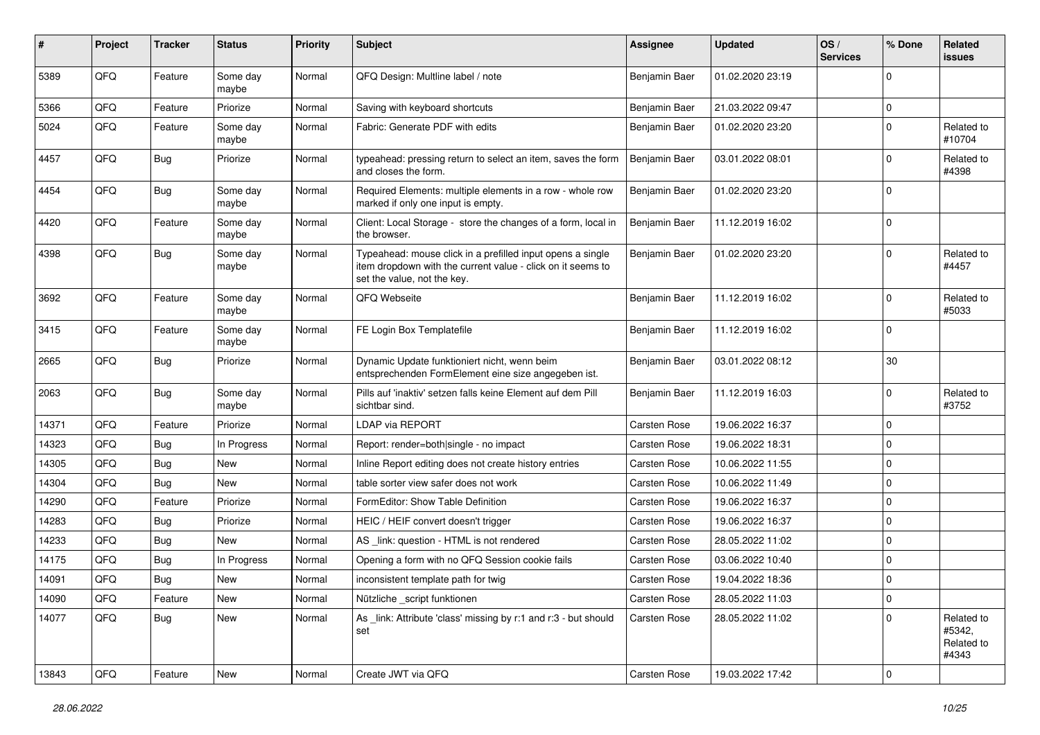| # | Project | Tracker | Status | Priority | Subject | Assignee | Updated | OS / Services | % Done | Related issues |
|---|---|---|---|---|---|---|---|---|---|---|
| 5389 | QFQ | Feature | Some day maybe | Normal | QFQ Design: Multline label / note | Benjamin Baer | 01.02.2020 23:19 | | 0 | |
| 5366 | QFQ | Feature | Priorize | Normal | Saving with keyboard shortcuts | Benjamin Baer | 21.03.2022 09:47 | | 0 | |
| 5024 | QFQ | Feature | Some day maybe | Normal | Fabric: Generate PDF with edits | Benjamin Baer | 01.02.2020 23:20 | | 0 | Related to #10704 |
| 4457 | QFQ | Bug | Priorize | Normal | typeahead: pressing return to select an item, saves the form and closes the form. | Benjamin Baer | 03.01.2022 08:01 | | 0 | Related to #4398 |
| 4454 | QFQ | Bug | Some day maybe | Normal | Required Elements: multiple elements in a row - whole row marked if only one input is empty. | Benjamin Baer | 01.02.2020 23:20 | | 0 | |
| 4420 | QFQ | Feature | Some day maybe | Normal | Client: Local Storage - store the changes of a form, local in the browser. | Benjamin Baer | 11.12.2019 16:02 | | 0 | |
| 4398 | QFQ | Bug | Some day maybe | Normal | Typeahead: mouse click in a prefilled input opens a single item dropdown with the current value - click on it seems to set the value, not the key. | Benjamin Baer | 01.02.2020 23:20 | | 0 | Related to #4457 |
| 3692 | QFQ | Feature | Some day maybe | Normal | QFQ Webseite | Benjamin Baer | 11.12.2019 16:02 | | 0 | Related to #5033 |
| 3415 | QFQ | Feature | Some day maybe | Normal | FE Login Box Templatefile | Benjamin Baer | 11.12.2019 16:02 | | 0 | |
| 2665 | QFQ | Bug | Priorize | Normal | Dynamic Update funktioniert nicht, wenn beim entsprechenden FormElement eine size angegeben ist. | Benjamin Baer | 03.01.2022 08:12 | | 30 | |
| 2063 | QFQ | Bug | Some day maybe | Normal | Pills auf 'inaktiv' setzen falls keine Element auf dem Pill sichtbar sind. | Benjamin Baer | 11.12.2019 16:03 | | 0 | Related to #3752 |
| 14371 | QFQ | Feature | Priorize | Normal | LDAP via REPORT | Carsten Rose | 19.06.2022 16:37 | | 0 | |
| 14323 | QFQ | Bug | In Progress | Normal | Report: render=both|single - no impact | Carsten Rose | 19.06.2022 18:31 | | 0 | |
| 14305 | QFQ | Bug | New | Normal | Inline Report editing does not create history entries | Carsten Rose | 10.06.2022 11:55 | | 0 | |
| 14304 | QFQ | Bug | New | Normal | table sorter view safer does not work | Carsten Rose | 10.06.2022 11:49 | | 0 | |
| 14290 | QFQ | Feature | Priorize | Normal | FormEditor: Show Table Definition | Carsten Rose | 19.06.2022 16:37 | | 0 | |
| 14283 | QFQ | Bug | Priorize | Normal | HEIC / HEIF convert doesn't trigger | Carsten Rose | 19.06.2022 16:37 | | 0 | |
| 14233 | QFQ | Bug | New | Normal | AS _link: question - HTML is not rendered | Carsten Rose | 28.05.2022 11:02 | | 0 | |
| 14175 | QFQ | Bug | In Progress | Normal | Opening a form with no QFQ Session cookie fails | Carsten Rose | 03.06.2022 10:40 | | 0 | |
| 14091 | QFQ | Bug | New | Normal | inconsistent template path for twig | Carsten Rose | 19.04.2022 18:36 | | 0 | |
| 14090 | QFQ | Feature | New | Normal | Nützliche _script funktionen | Carsten Rose | 28.05.2022 11:03 | | 0 | |
| 14077 | QFQ | Bug | New | Normal | As _link: Attribute 'class' missing by r:1 and r:3 - but should set | Carsten Rose | 28.05.2022 11:02 | | 0 | Related to #5342, Related to #4343 |
| 13843 | QFQ | Feature | New | Normal | Create JWT via QFQ | Carsten Rose | 19.03.2022 17:42 | | 0 | |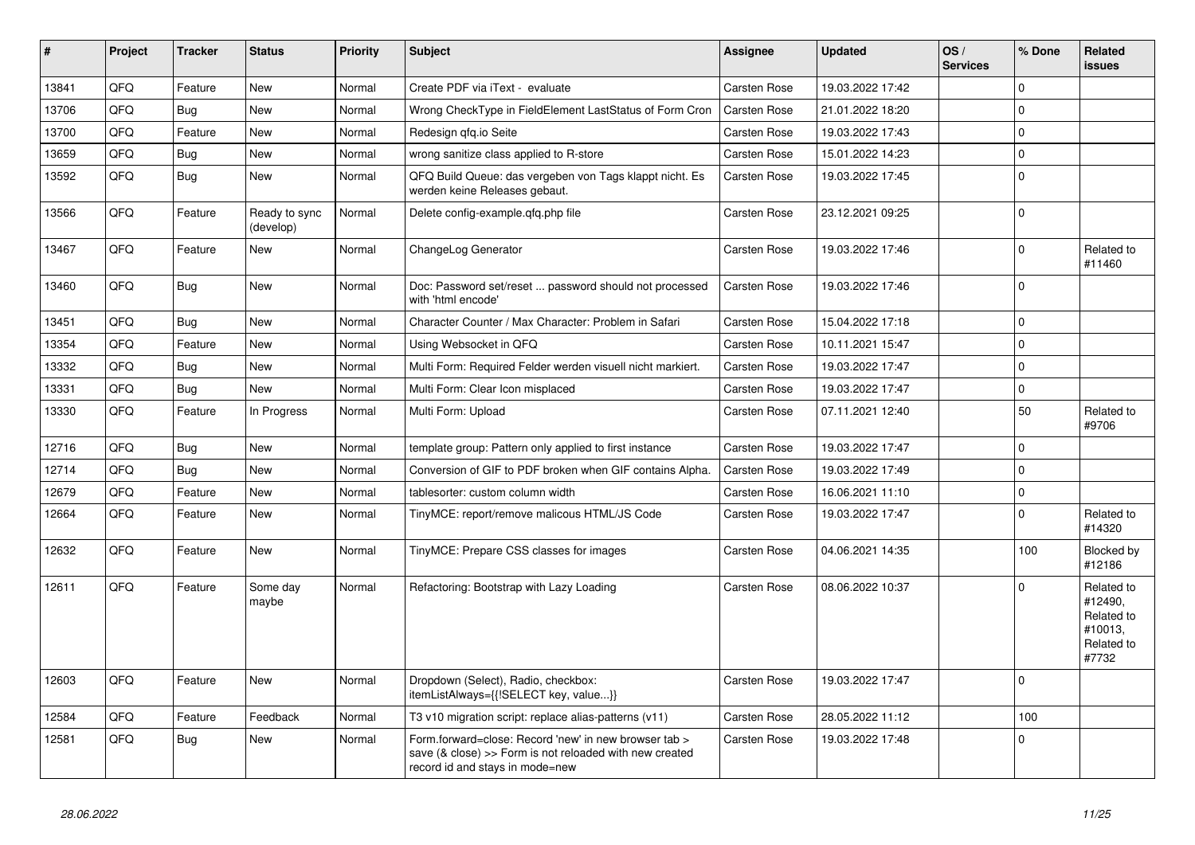| # | Project | Tracker | Status | Priority | Subject | Assignee | Updated | OS / Services | % Done | Related issues |
|---|---|---|---|---|---|---|---|---|---|---|
| 13841 | QFQ | Feature | New | Normal | Create PDF via iText - evaluate | Carsten Rose | 19.03.2022 17:42 | | 0 | |
| 13706 | QFQ | Bug | New | Normal | Wrong CheckType in FieldElement LastStatus of Form Cron | Carsten Rose | 21.01.2022 18:20 | | 0 | |
| 13700 | QFQ | Feature | New | Normal | Redesign qfq.io Seite | Carsten Rose | 19.03.2022 17:43 | | 0 | |
| 13659 | QFQ | Bug | New | Normal | wrong sanitize class applied to R-store | Carsten Rose | 15.01.2022 14:23 | | 0 | |
| 13592 | QFQ | Bug | New | Normal | QFQ Build Queue: das vergeben von Tags klappt nicht. Es werden keine Releases gebaut. | Carsten Rose | 19.03.2022 17:45 | | 0 | |
| 13566 | QFQ | Feature | Ready to sync (develop) | Normal | Delete config-example.qfq.php file | Carsten Rose | 23.12.2021 09:25 | | 0 | |
| 13467 | QFQ | Feature | New | Normal | ChangeLog Generator | Carsten Rose | 19.03.2022 17:46 | | 0 | Related to #11460 |
| 13460 | QFQ | Bug | New | Normal | Doc: Password set/reset ... password should not processed with 'html encode' | Carsten Rose | 19.03.2022 17:46 | | 0 | |
| 13451 | QFQ | Bug | New | Normal | Character Counter / Max Character: Problem in Safari | Carsten Rose | 15.04.2022 17:18 | | 0 | |
| 13354 | QFQ | Feature | New | Normal | Using Websocket in QFQ | Carsten Rose | 10.11.2021 15:47 | | 0 | |
| 13332 | QFQ | Bug | New | Normal | Multi Form: Required Felder werden visuell nicht markiert. | Carsten Rose | 19.03.2022 17:47 | | 0 | |
| 13331 | QFQ | Bug | New | Normal | Multi Form: Clear Icon misplaced | Carsten Rose | 19.03.2022 17:47 | | 0 | |
| 13330 | QFQ | Feature | In Progress | Normal | Multi Form: Upload | Carsten Rose | 07.11.2021 12:40 | | 50 | Related to #9706 |
| 12716 | QFQ | Bug | New | Normal | template group: Pattern only applied to first instance | Carsten Rose | 19.03.2022 17:47 | | 0 | |
| 12714 | QFQ | Bug | New | Normal | Conversion of GIF to PDF broken when GIF contains Alpha. | Carsten Rose | 19.03.2022 17:49 | | 0 | |
| 12679 | QFQ | Feature | New | Normal | tablesorter: custom column width | Carsten Rose | 16.06.2021 11:10 | | 0 | |
| 12664 | QFQ | Feature | New | Normal | TinyMCE: report/remove malicous HTML/JS Code | Carsten Rose | 19.03.2022 17:47 | | 0 | Related to #14320 |
| 12632 | QFQ | Feature | New | Normal | TinyMCE: Prepare CSS classes for images | Carsten Rose | 04.06.2021 14:35 | | 100 | Blocked by #12186 |
| 12611 | QFQ | Feature | Some day maybe | Normal | Refactoring: Bootstrap with Lazy Loading | Carsten Rose | 08.06.2022 10:37 | | 0 | Related to #12490, Related to #10013, Related to #7732 |
| 12603 | QFQ | Feature | New | Normal | Dropdown (Select), Radio, checkbox: itemListAlways={{!SELECT key, value...}} | Carsten Rose | 19.03.2022 17:47 | | 0 | |
| 12584 | QFQ | Feature | Feedback | Normal | T3 v10 migration script: replace alias-patterns (v11) | Carsten Rose | 28.05.2022 11:12 | | 100 | |
| 12581 | QFQ | Bug | New | Normal | Form.forward=close: Record 'new' in new browser tab > save (& close) >> Form is not reloaded with new created record id and stays in mode=new | Carsten Rose | 19.03.2022 17:48 | | 0 | |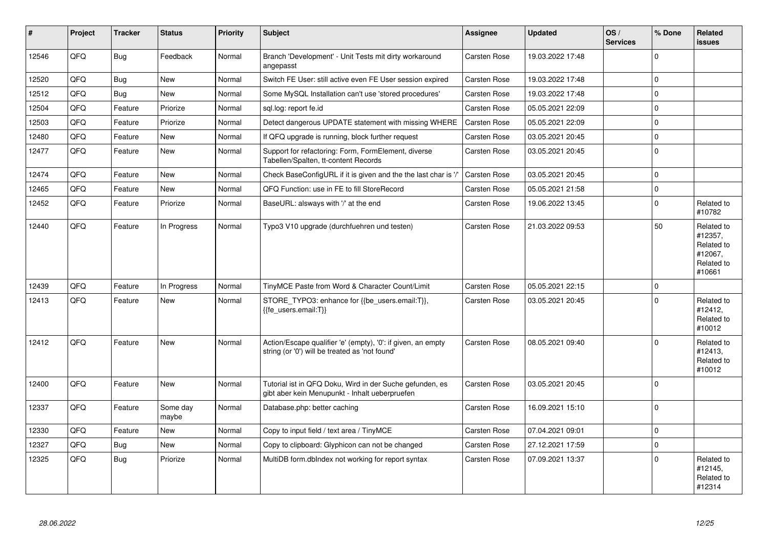| # | Project | Tracker | Status | Priority | Subject | Assignee | Updated | OS / Services | % Done | Related issues |
|---|---|---|---|---|---|---|---|---|---|---|
| 12546 | QFQ | Bug | Feedback | Normal | Branch 'Development' - Unit Tests mit dirty workaround angepasst | Carsten Rose | 19.03.2022 17:48 | | 0 | |
| 12520 | QFQ | Bug | New | Normal | Switch FE User: still active even FE User session expired | Carsten Rose | 19.03.2022 17:48 | | 0 | |
| 12512 | QFQ | Bug | New | Normal | Some MySQL Installation can't use 'stored procedures' | Carsten Rose | 19.03.2022 17:48 | | 0 | |
| 12504 | QFQ | Feature | Priorize | Normal | sql.log: report fe.id | Carsten Rose | 05.05.2021 22:09 | | 0 | |
| 12503 | QFQ | Feature | Priorize | Normal | Detect dangerous UPDATE statement with missing WHERE | Carsten Rose | 05.05.2021 22:09 | | 0 | |
| 12480 | QFQ | Feature | New | Normal | If QFQ upgrade is running, block further request | Carsten Rose | 03.05.2021 20:45 | | 0 | |
| 12477 | QFQ | Feature | New | Normal | Support for refactoring: Form, FormElement, diverse Tabellen/Spalten, tt-content Records | Carsten Rose | 03.05.2021 20:45 | | 0 | |
| 12474 | QFQ | Feature | New | Normal | Check BaseConfigURL if it is given and the the last char is '/' | Carsten Rose | 03.05.2021 20:45 | | 0 | |
| 12465 | QFQ | Feature | New | Normal | QFQ Function: use in FE to fill StoreRecord | Carsten Rose | 05.05.2021 21:58 | | 0 | |
| 12452 | QFQ | Feature | Priorize | Normal | BaseURL: alsways with '/' at the end | Carsten Rose | 19.06.2022 13:45 | | 0 | Related to #10782 |
| 12440 | QFQ | Feature | In Progress | Normal | Typo3 V10 upgrade (durchfuehren und testen) | Carsten Rose | 21.03.2022 09:53 | | 50 | Related to #12357, Related to #12067, Related to #10661 |
| 12439 | QFQ | Feature | In Progress | Normal | TinyMCE Paste from Word & Character Count/Limit | Carsten Rose | 05.05.2021 22:15 | | 0 | |
| 12413 | QFQ | Feature | New | Normal | STORE_TYPO3: enhance for {{be_users.email:T}}, {{fe_users.email:T}} | Carsten Rose | 03.05.2021 20:45 | | 0 | Related to #12412, Related to #10012 |
| 12412 | QFQ | Feature | New | Normal | Action/Escape qualifier 'e' (empty), '0': if given, an empty string (or '0') will be treated as 'not found' | Carsten Rose | 08.05.2021 09:40 | | 0 | Related to #12413, Related to #10012 |
| 12400 | QFQ | Feature | New | Normal | Tutorial ist in QFQ Doku, Wird in der Suche gefunden, es gibt aber kein Menupunkt - Inhalt ueberpruefen | Carsten Rose | 03.05.2021 20:45 | | 0 | |
| 12337 | QFQ | Feature | Some day maybe | Normal | Database.php: better caching | Carsten Rose | 16.09.2021 15:10 | | 0 | |
| 12330 | QFQ | Feature | New | Normal | Copy to input field / text area / TinyMCE | Carsten Rose | 07.04.2021 09:01 | | 0 | |
| 12327 | QFQ | Bug | New | Normal | Copy to clipboard: Glyphicon can not be changed | Carsten Rose | 27.12.2021 17:59 | | 0 | |
| 12325 | QFQ | Bug | Priorize | Normal | MultiDB form.dbIndex not working for report syntax | Carsten Rose | 07.09.2021 13:37 | | 0 | Related to #12145, Related to #12314 |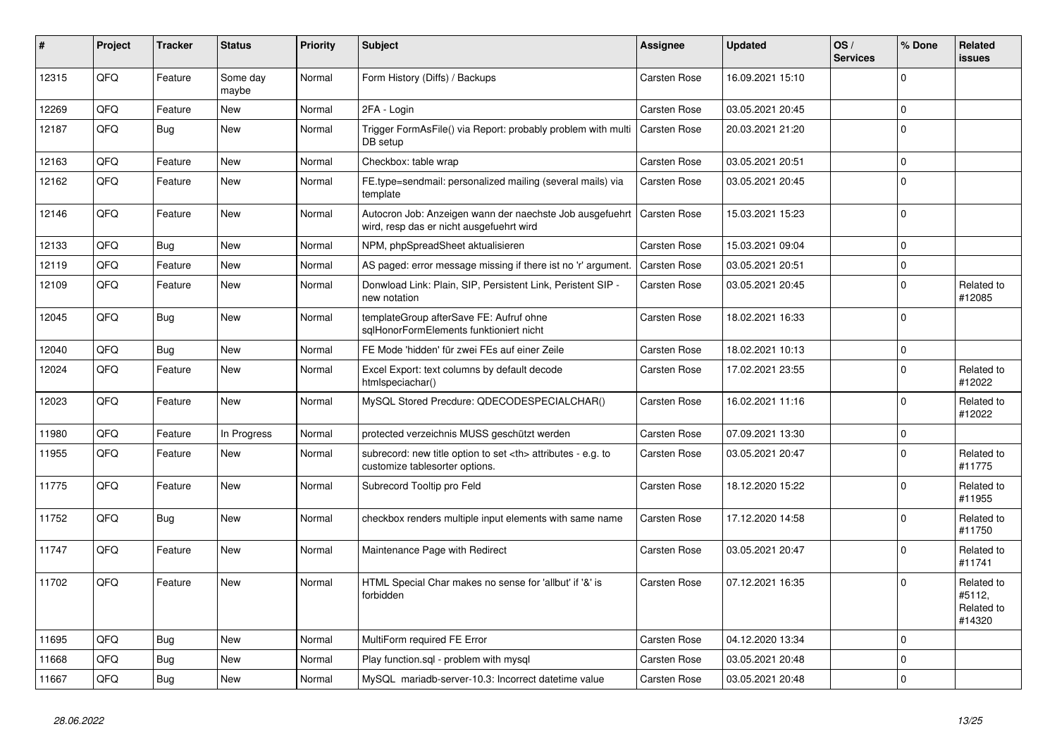| # | Project | Tracker | Status | Priority | Subject | Assignee | Updated | OS / Services | % Done | Related issues |
|---|---|---|---|---|---|---|---|---|---|---|
| 12315 | QFQ | Feature | Some day maybe | Normal | Form History (Diffs) / Backups | Carsten Rose | 16.09.2021 15:10 | | 0 | |
| 12269 | QFQ | Feature | New | Normal | 2FA - Login | Carsten Rose | 03.05.2021 20:45 | | 0 | |
| 12187 | QFQ | Bug | New | Normal | Trigger FormAsFile() via Report: probably problem with multi DB setup | Carsten Rose | 20.03.2021 21:20 | | 0 | |
| 12163 | QFQ | Feature | New | Normal | Checkbox: table wrap | Carsten Rose | 03.05.2021 20:51 | | 0 | |
| 12162 | QFQ | Feature | New | Normal | FE.type=sendmail: personalized mailing (several mails) via template | Carsten Rose | 03.05.2021 20:45 | | 0 | |
| 12146 | QFQ | Feature | New | Normal | Autocron Job: Anzeigen wann der naechste Job ausgefuehrt wird, resp das er nicht ausgefuehrt wird | Carsten Rose | 15.03.2021 15:23 | | 0 | |
| 12133 | QFQ | Bug | New | Normal | NPM, phpSpreadSheet aktualisieren | Carsten Rose | 15.03.2021 09:04 | | 0 | |
| 12119 | QFQ | Feature | New | Normal | AS paged: error message missing if there ist no 'r' argument. | Carsten Rose | 03.05.2021 20:51 | | 0 | |
| 12109 | QFQ | Feature | New | Normal | Donwload Link: Plain, SIP, Persistent Link, Peristent SIP - new notation | Carsten Rose | 03.05.2021 20:45 | | 0 | Related to #12085 |
| 12045 | QFQ | Bug | New | Normal | templateGroup afterSave FE: Aufruf ohne sqlHonorFormElements funktioniert nicht | Carsten Rose | 18.02.2021 16:33 | | 0 | |
| 12040 | QFQ | Bug | New | Normal | FE Mode 'hidden' für zwei FEs auf einer Zeile | Carsten Rose | 18.02.2021 10:13 | | 0 | |
| 12024 | QFQ | Feature | New | Normal | Excel Export: text columns by default decode htmlspeciachar() | Carsten Rose | 17.02.2021 23:55 | | 0 | Related to #12022 |
| 12023 | QFQ | Feature | New | Normal | MySQL Stored Precdure: QDECODESPECIALCHAR() | Carsten Rose | 16.02.2021 11:16 | | 0 | Related to #12022 |
| 11980 | QFQ | Feature | In Progress | Normal | protected verzeichnis MUSS geschützt werden | Carsten Rose | 07.09.2021 13:30 | | 0 | |
| 11955 | QFQ | Feature | New | Normal | subrecord: new title option to set <th> attributes - e.g. to customize tablesorter options. | Carsten Rose | 03.05.2021 20:47 | | 0 | Related to #11775 |
| 11775 | QFQ | Feature | New | Normal | Subrecord Tooltip pro Feld | Carsten Rose | 18.12.2020 15:22 | | 0 | Related to #11955 |
| 11752 | QFQ | Bug | New | Normal | checkbox renders multiple input elements with same name | Carsten Rose | 17.12.2020 14:58 | | 0 | Related to #11750 |
| 11747 | QFQ | Feature | New | Normal | Maintenance Page with Redirect | Carsten Rose | 03.05.2021 20:47 | | 0 | Related to #11741 |
| 11702 | QFQ | Feature | New | Normal | HTML Special Char makes no sense for 'allbut' if '&' is forbidden | Carsten Rose | 07.12.2021 16:35 | | 0 | Related to #5112, Related to #14320 |
| 11695 | QFQ | Bug | New | Normal | MultiForm required FE Error | Carsten Rose | 04.12.2020 13:34 | | 0 | |
| 11668 | QFQ | Bug | New | Normal | Play function.sql - problem with mysql | Carsten Rose | 03.05.2021 20:48 | | 0 | |
| 11667 | QFQ | Bug | New | Normal | MySQL mariadb-server-10.3: Incorrect datetime value | Carsten Rose | 03.05.2021 20:48 | | 0 | |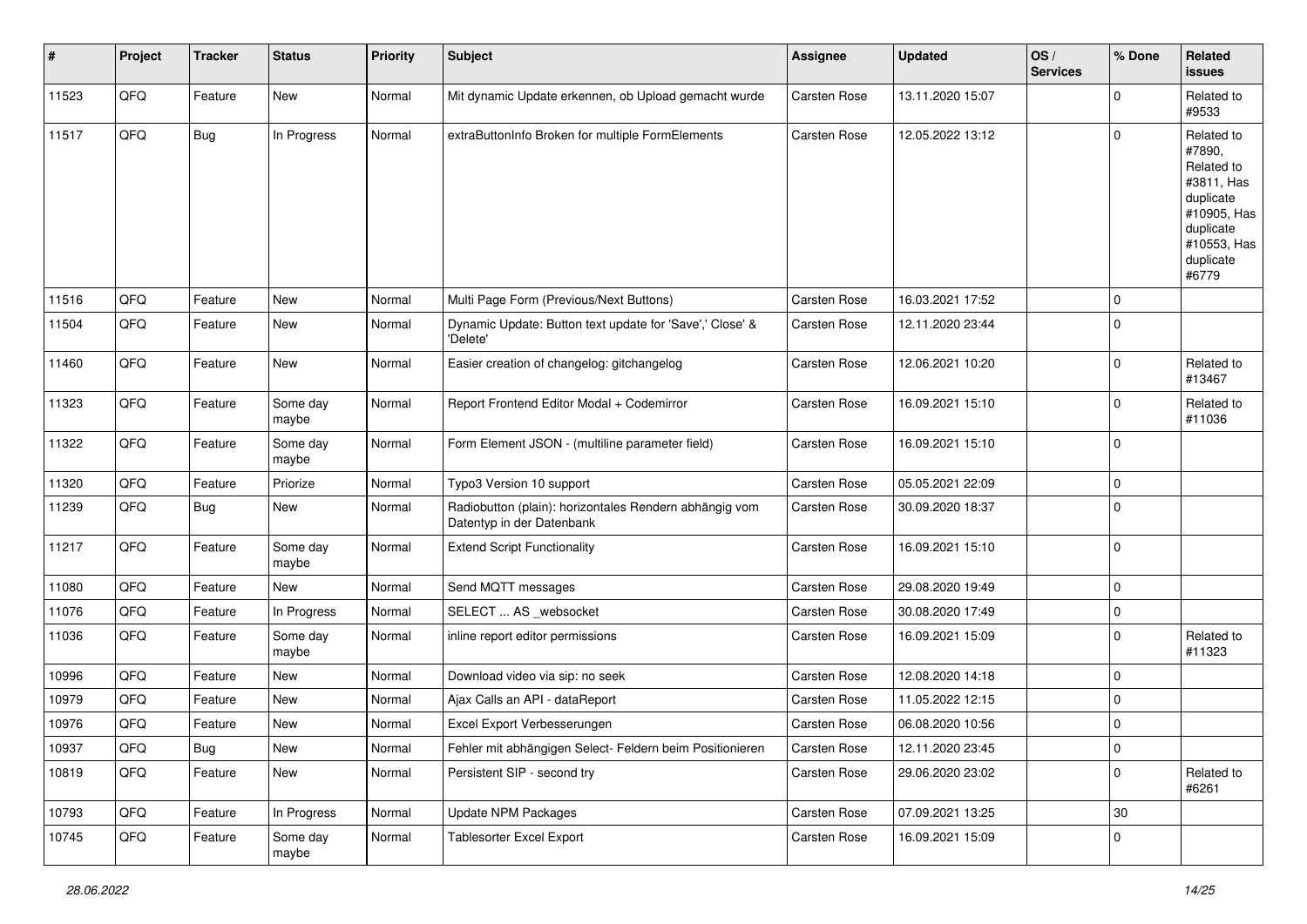| # | Project | Tracker | Status | Priority | Subject | Assignee | Updated | OS / Services | % Done | Related issues |
|---|---|---|---|---|---|---|---|---|---|---|
| 11523 | QFQ | Feature | New | Normal | Mit dynamic Update erkennen, ob Upload gemacht wurde | Carsten Rose | 13.11.2020 15:07 | | 0 | Related to #9533 |
| 11517 | QFQ | Bug | In Progress | Normal | extraButtonInfo Broken for multiple FormElements | Carsten Rose | 12.05.2022 13:12 | | 0 | Related to #7890, Related to #3811, Has duplicate #10905, Has duplicate #10553, Has duplicate #6779 |
| 11516 | QFQ | Feature | New | Normal | Multi Page Form (Previous/Next Buttons) | Carsten Rose | 16.03.2021 17:52 | | 0 | |
| 11504 | QFQ | Feature | New | Normal | Dynamic Update: Button text update for 'Save',' Close' & 'Delete' | Carsten Rose | 12.11.2020 23:44 | | 0 | |
| 11460 | QFQ | Feature | New | Normal | Easier creation of changelog: gitchangelog | Carsten Rose | 12.06.2021 10:20 | | 0 | Related to #13467 |
| 11323 | QFQ | Feature | Some day maybe | Normal | Report Frontend Editor Modal + Codemirror | Carsten Rose | 16.09.2021 15:10 | | 0 | Related to #11036 |
| 11322 | QFQ | Feature | Some day maybe | Normal | Form Element JSON - (multiline parameter field) | Carsten Rose | 16.09.2021 15:10 | | 0 | |
| 11320 | QFQ | Feature | Priorize | Normal | Typo3 Version 10 support | Carsten Rose | 05.05.2021 22:09 | | 0 | |
| 11239 | QFQ | Bug | New | Normal | Radiobutton (plain): horizontales Rendern abhängig vom Datentyp in der Datenbank | Carsten Rose | 30.09.2020 18:37 | | 0 | |
| 11217 | QFQ | Feature | Some day maybe | Normal | Extend Script Functionality | Carsten Rose | 16.09.2021 15:10 | | 0 | |
| 11080 | QFQ | Feature | New | Normal | Send MQTT messages | Carsten Rose | 29.08.2020 19:49 | | 0 | |
| 11076 | QFQ | Feature | In Progress | Normal | SELECT ... AS _websocket | Carsten Rose | 30.08.2020 17:49 | | 0 | |
| 11036 | QFQ | Feature | Some day maybe | Normal | inline report editor permissions | Carsten Rose | 16.09.2021 15:09 | | 0 | Related to #11323 |
| 10996 | QFQ | Feature | New | Normal | Download video via sip: no seek | Carsten Rose | 12.08.2020 14:18 | | 0 | |
| 10979 | QFQ | Feature | New | Normal | Ajax Calls an API - dataReport | Carsten Rose | 11.05.2022 12:15 | | 0 | |
| 10976 | QFQ | Feature | New | Normal | Excel Export Verbesserungen | Carsten Rose | 06.08.2020 10:56 | | 0 | |
| 10937 | QFQ | Bug | New | Normal | Fehler mit abhängigen Select- Feldern beim Positionieren | Carsten Rose | 12.11.2020 23:45 | | 0 | |
| 10819 | QFQ | Feature | New | Normal | Persistent SIP - second try | Carsten Rose | 29.06.2020 23:02 | | 0 | Related to #6261 |
| 10793 | QFQ | Feature | In Progress | Normal | Update NPM Packages | Carsten Rose | 07.09.2021 13:25 | | 30 | |
| 10745 | QFQ | Feature | Some day maybe | Normal | Tablesorter Excel Export | Carsten Rose | 16.09.2021 15:09 | | 0 | |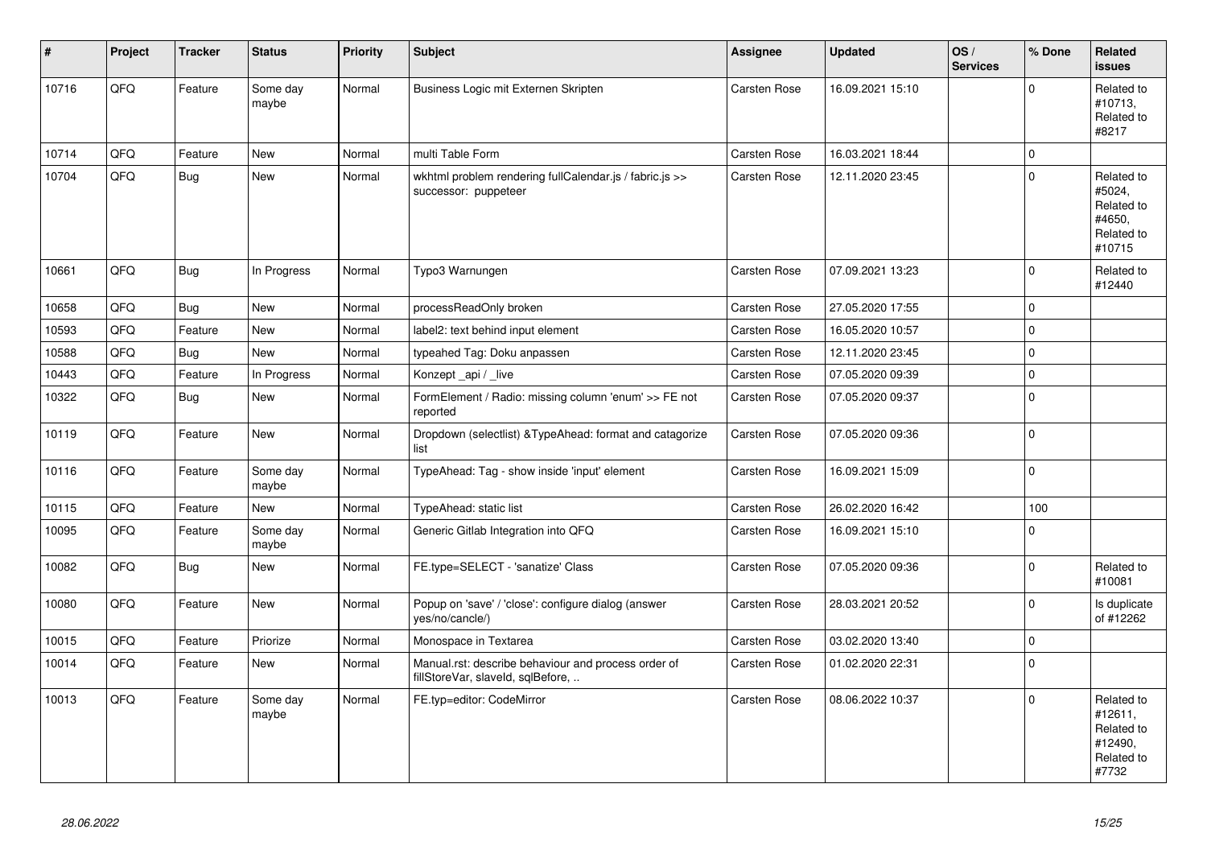| # | Project | Tracker | Status | Priority | Subject | Assignee | Updated | OS / Services | % Done | Related issues |
|---|---|---|---|---|---|---|---|---|---|---|
| 10716 | QFQ | Feature | Some day maybe | Normal | Business Logic mit Externen Skripten | Carsten Rose | 16.09.2021 15:10 | | 0 | Related to #10713, Related to #8217 |
| 10714 | QFQ | Feature | New | Normal | multi Table Form | Carsten Rose | 16.03.2021 18:44 | | 0 | |
| 10704 | QFQ | Bug | New | Normal | wkhtml problem rendering fullCalendar.js / fabric.js >> successor: puppeteer | Carsten Rose | 12.11.2020 23:45 | | 0 | Related to #5024, Related to #4650, Related to #10715 |
| 10661 | QFQ | Bug | In Progress | Normal | Typo3 Warnungen | Carsten Rose | 07.09.2021 13:23 | | 0 | Related to #12440 |
| 10658 | QFQ | Bug | New | Normal | processReadOnly broken | Carsten Rose | 27.05.2020 17:55 | | 0 | |
| 10593 | QFQ | Feature | New | Normal | label2: text behind input element | Carsten Rose | 16.05.2020 10:57 | | 0 | |
| 10588 | QFQ | Bug | New | Normal | typeahed Tag: Doku anpassen | Carsten Rose | 12.11.2020 23:45 | | 0 | |
| 10443 | QFQ | Feature | In Progress | Normal | Konzept _api / _live | Carsten Rose | 07.05.2020 09:39 | | 0 | |
| 10322 | QFQ | Bug | New | Normal | FormElement / Radio: missing column 'enum' >> FE not reported | Carsten Rose | 07.05.2020 09:37 | | 0 | |
| 10119 | QFQ | Feature | New | Normal | Dropdown (selectlist) &TypeAhead: format and catagorize list | Carsten Rose | 07.05.2020 09:36 | | 0 | |
| 10116 | QFQ | Feature | Some day maybe | Normal | TypeAhead: Tag - show inside 'input' element | Carsten Rose | 16.09.2021 15:09 | | 0 | |
| 10115 | QFQ | Feature | New | Normal | TypeAhead: static list | Carsten Rose | 26.02.2020 16:42 | | 100 | |
| 10095 | QFQ | Feature | Some day maybe | Normal | Generic Gitlab Integration into QFQ | Carsten Rose | 16.09.2021 15:10 | | 0 | |
| 10082 | QFQ | Bug | New | Normal | FE.type=SELECT - 'sanatize' Class | Carsten Rose | 07.05.2020 09:36 | | 0 | Related to #10081 |
| 10080 | QFQ | Feature | New | Normal | Popup on 'save' / 'close': configure dialog (answer yes/no/cancle/) | Carsten Rose | 28.03.2021 20:52 | | 0 | Is duplicate of #12262 |
| 10015 | QFQ | Feature | Priorize | Normal | Monospace in Textarea | Carsten Rose | 03.02.2020 13:40 | | 0 | |
| 10014 | QFQ | Feature | New | Normal | Manual.rst: describe behaviour and process order of fillStoreVar, slaveId, sqlBefore, .. | Carsten Rose | 01.02.2020 22:31 | | 0 | |
| 10013 | QFQ | Feature | Some day maybe | Normal | FE.typ=editor: CodeMirror | Carsten Rose | 08.06.2022 10:37 | | 0 | Related to #12611, Related to #12490, Related to #7732 |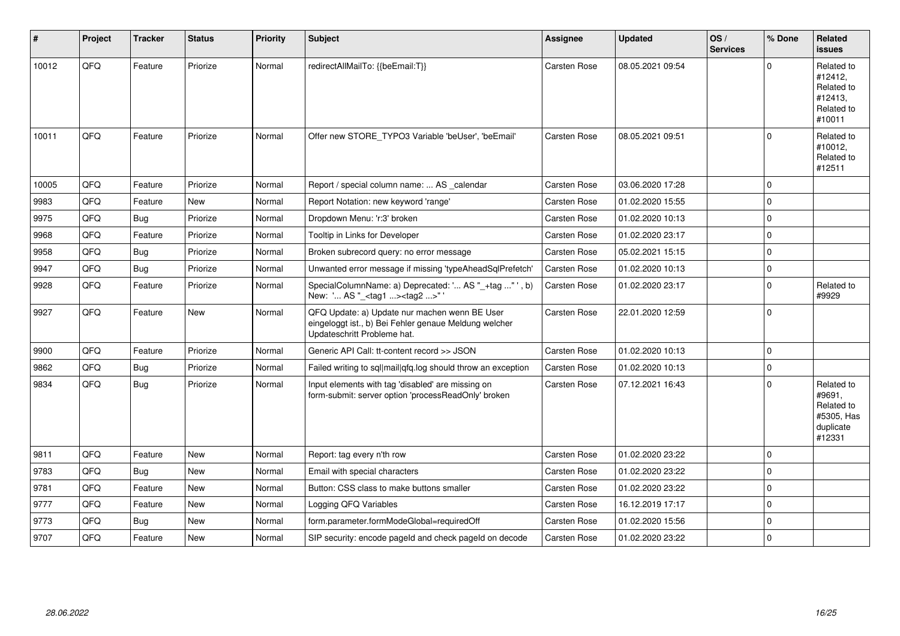| # | Project | Tracker | Status | Priority | Subject | Assignee | Updated | OS / Services | % Done | Related issues |
|---|---|---|---|---|---|---|---|---|---|---|
| 10012 | QFQ | Feature | Priorize | Normal | redirectAllMailTo: {{beEmail:T}} | Carsten Rose | 08.05.2021 09:54 | | 0 | Related to #12412, Related to #12413, Related to #10011 |
| 10011 | QFQ | Feature | Priorize | Normal | Offer new STORE_TYPO3 Variable 'beUser', 'beEmail' | Carsten Rose | 08.05.2021 09:51 | | 0 | Related to #10012, Related to #12511 |
| 10005 | QFQ | Feature | Priorize | Normal | Report / special column name: ... AS _calendar | Carsten Rose | 03.06.2020 17:28 | | 0 | |
| 9983 | QFQ | Feature | New | Normal | Report Notation: new keyword 'range' | Carsten Rose | 01.02.2020 15:55 | | 0 | |
| 9975 | QFQ | Bug | Priorize | Normal | Dropdown Menu: 'r:3' broken | Carsten Rose | 01.02.2020 10:13 | | 0 | |
| 9968 | QFQ | Feature | Priorize | Normal | Tooltip in Links for Developer | Carsten Rose | 01.02.2020 23:17 | | 0 | |
| 9958 | QFQ | Bug | Priorize | Normal | Broken subrecord query: no error message | Carsten Rose | 05.02.2021 15:15 | | 0 | |
| 9947 | QFQ | Bug | Priorize | Normal | Unwanted error message if missing 'typeAheadSqlPrefetch' | Carsten Rose | 01.02.2020 10:13 | | 0 | |
| 9928 | QFQ | Feature | Priorize | Normal | SpecialColumnName: a) Deprecated: '... AS "_+tag ..." ', b) New: '... AS "_<tag1 ...><tag2 ...>" ' | Carsten Rose | 01.02.2020 23:17 | | 0 | Related to #9929 |
| 9927 | QFQ | Feature | New | Normal | QFQ Update: a) Update nur machen wenn BE User eingeloggt ist., b) Bei Fehler genaue Meldung welcher Updateschritt Probleme hat. | Carsten Rose | 22.01.2020 12:59 | | 0 | |
| 9900 | QFQ | Feature | Priorize | Normal | Generic API Call: tt-content record >> JSON | Carsten Rose | 01.02.2020 10:13 | | 0 | |
| 9862 | QFQ | Bug | Priorize | Normal | Failed writing to sql\|mail\|qfq.log should throw an exception | Carsten Rose | 01.02.2020 10:13 | | 0 | |
| 9834 | QFQ | Bug | Priorize | Normal | Input elements with tag 'disabled' are missing on form-submit: server option 'processReadOnly' broken | Carsten Rose | 07.12.2021 16:43 | | 0 | Related to #9691, Related to #5305, Has duplicate #12331 |
| 9811 | QFQ | Feature | New | Normal | Report: tag every n'th row | Carsten Rose | 01.02.2020 23:22 | | 0 | |
| 9783 | QFQ | Bug | New | Normal | Email with special characters | Carsten Rose | 01.02.2020 23:22 | | 0 | |
| 9781 | QFQ | Feature | New | Normal | Button: CSS class to make buttons smaller | Carsten Rose | 01.02.2020 23:22 | | 0 | |
| 9777 | QFQ | Feature | New | Normal | Logging QFQ Variables | Carsten Rose | 16.12.2019 17:17 | | 0 | |
| 9773 | QFQ | Bug | New | Normal | form.parameter.formModeGlobal=requiredOff | Carsten Rose | 01.02.2020 15:56 | | 0 | |
| 9707 | QFQ | Feature | New | Normal | SIP security: encode pageId and check pageId on decode | Carsten Rose | 01.02.2020 23:22 | | 0 | |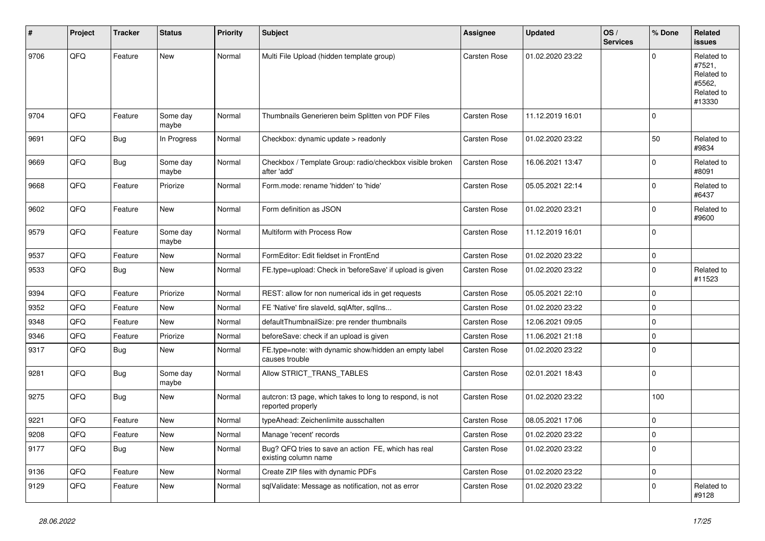| # | Project | Tracker | Status | Priority | Subject | Assignee | Updated | OS / Services | % Done | Related issues |
|---|---|---|---|---|---|---|---|---|---|---|
| 9706 | QFQ | Feature | New | Normal | Multi File Upload (hidden template group) | Carsten Rose | 01.02.2020 23:22 | | 0 | Related to #7521, Related to #5562, Related to #13330 |
| 9704 | QFQ | Feature | Some day maybe | Normal | Thumbnails Generieren beim Splitten von PDF Files | Carsten Rose | 11.12.2019 16:01 | | 0 | |
| 9691 | QFQ | Bug | In Progress | Normal | Checkbox: dynamic update > readonly | Carsten Rose | 01.02.2020 23:22 | | 50 | Related to #9834 |
| 9669 | QFQ | Bug | Some day maybe | Normal | Checkbox / Template Group: radio/checkbox visible broken after 'add' | Carsten Rose | 16.06.2021 13:47 | | 0 | Related to #8091 |
| 9668 | QFQ | Feature | Priorize | Normal | Form.mode: rename 'hidden' to 'hide' | Carsten Rose | 05.05.2021 22:14 | | 0 | Related to #6437 |
| 9602 | QFQ | Feature | New | Normal | Form definition as JSON | Carsten Rose | 01.02.2020 23:21 | | 0 | Related to #9600 |
| 9579 | QFQ | Feature | Some day maybe | Normal | Multiform with Process Row | Carsten Rose | 11.12.2019 16:01 | | 0 | |
| 9537 | QFQ | Feature | New | Normal | FormEditor: Edit fieldset in FrontEnd | Carsten Rose | 01.02.2020 23:22 | | 0 | |
| 9533 | QFQ | Bug | New | Normal | FE.type=upload: Check in 'beforeSave' if upload is given | Carsten Rose | 01.02.2020 23:22 | | 0 | Related to #11523 |
| 9394 | QFQ | Feature | Priorize | Normal | REST: allow for non numerical ids in get requests | Carsten Rose | 05.05.2021 22:10 | | 0 | |
| 9352 | QFQ | Feature | New | Normal | FE 'Native' fire slaveId, sqlAfter, sqlIns... | Carsten Rose | 01.02.2020 23:22 | | 0 | |
| 9348 | QFQ | Feature | New | Normal | defaultThumbnailSize: pre render thumbnails | Carsten Rose | 12.06.2021 09:05 | | 0 | |
| 9346 | QFQ | Feature | Priorize | Normal | beforeSave: check if an upload is given | Carsten Rose | 11.06.2021 21:18 | | 0 | |
| 9317 | QFQ | Bug | New | Normal | FE.type=note: with dynamic show/hidden an empty label causes trouble | Carsten Rose | 01.02.2020 23:22 | | 0 | |
| 9281 | QFQ | Bug | Some day maybe | Normal | Allow STRICT_TRANS_TABLES | Carsten Rose | 02.01.2021 18:43 | | 0 | |
| 9275 | QFQ | Bug | New | Normal | autcron: t3 page, which takes to long to respond, is not reported properly | Carsten Rose | 01.02.2020 23:22 | | 100 | |
| 9221 | QFQ | Feature | New | Normal | typeAhead: Zeichenlimite ausschalten | Carsten Rose | 08.05.2021 17:06 | | 0 | |
| 9208 | QFQ | Feature | New | Normal | Manage 'recent' records | Carsten Rose | 01.02.2020 23:22 | | 0 | |
| 9177 | QFQ | Bug | New | Normal | Bug? QFQ tries to save an action FE, which has real existing column name | Carsten Rose | 01.02.2020 23:22 | | 0 | |
| 9136 | QFQ | Feature | New | Normal | Create ZIP files with dynamic PDFs | Carsten Rose | 01.02.2020 23:22 | | 0 | |
| 9129 | QFQ | Feature | New | Normal | sqlValidate: Message as notification, not as error | Carsten Rose | 01.02.2020 23:22 | | 0 | Related to #9128 |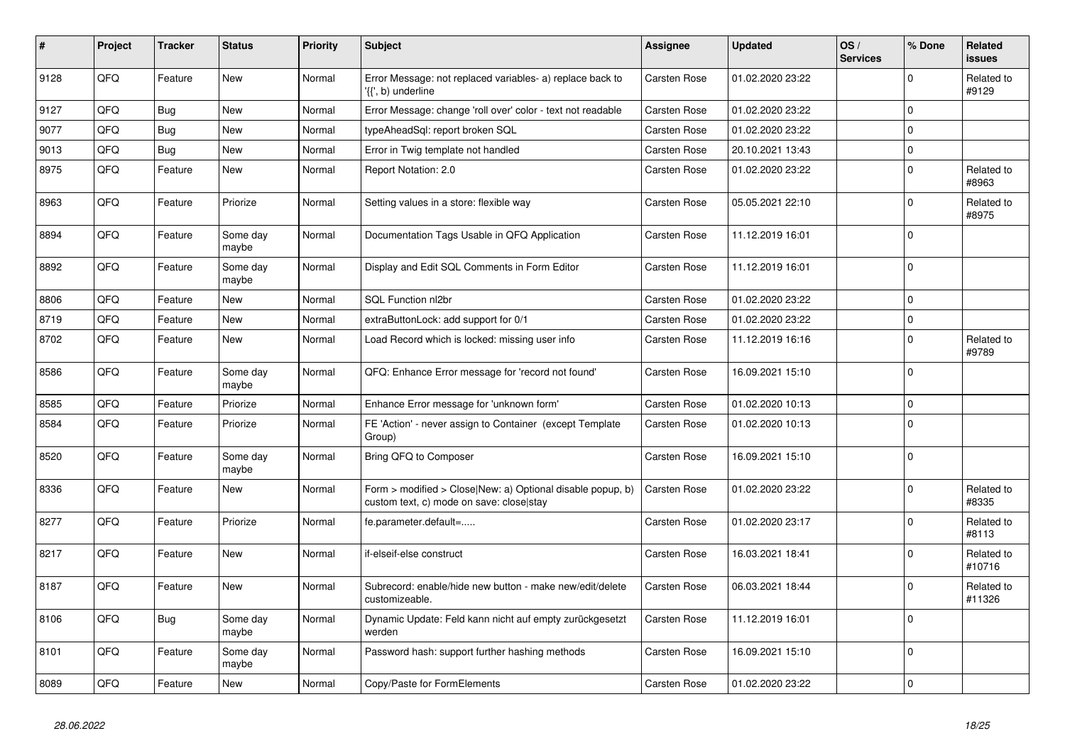| # | Project | Tracker | Status | Priority | Subject | Assignee | Updated | OS / Services | % Done | Related issues |
|---|---|---|---|---|---|---|---|---|---|---|
| 9128 | QFQ | Feature | New | Normal | Error Message: not replaced variables- a) replace back to '{{', b) underline | Carsten Rose | 01.02.2020 23:22 | | 0 | Related to #9129 |
| 9127 | QFQ | Bug | New | Normal | Error Message: change 'roll over' color - text not readable | Carsten Rose | 01.02.2020 23:22 | | 0 | |
| 9077 | QFQ | Bug | New | Normal | typeAheadSql: report broken SQL | Carsten Rose | 01.02.2020 23:22 | | 0 | |
| 9013 | QFQ | Bug | New | Normal | Error in Twig template not handled | Carsten Rose | 20.10.2021 13:43 | | 0 | |
| 8975 | QFQ | Feature | New | Normal | Report Notation: 2.0 | Carsten Rose | 01.02.2020 23:22 | | 0 | Related to #8963 |
| 8963 | QFQ | Feature | Priorize | Normal | Setting values in a store: flexible way | Carsten Rose | 05.05.2021 22:10 | | 0 | Related to #8975 |
| 8894 | QFQ | Feature | Some day maybe | Normal | Documentation Tags Usable in QFQ Application | Carsten Rose | 11.12.2019 16:01 | | 0 | |
| 8892 | QFQ | Feature | Some day maybe | Normal | Display and Edit SQL Comments in Form Editor | Carsten Rose | 11.12.2019 16:01 | | 0 | |
| 8806 | QFQ | Feature | New | Normal | SQL Function nl2br | Carsten Rose | 01.02.2020 23:22 | | 0 | |
| 8719 | QFQ | Feature | New | Normal | extraButtonLock: add support for 0/1 | Carsten Rose | 01.02.2020 23:22 | | 0 | |
| 8702 | QFQ | Feature | New | Normal | Load Record which is locked: missing user info | Carsten Rose | 11.12.2019 16:16 | | 0 | Related to #9789 |
| 8586 | QFQ | Feature | Some day maybe | Normal | QFQ: Enhance Error message for 'record not found' | Carsten Rose | 16.09.2021 15:10 | | 0 | |
| 8585 | QFQ | Feature | Priorize | Normal | Enhance Error message for 'unknown form' | Carsten Rose | 01.02.2020 10:13 | | 0 | |
| 8584 | QFQ | Feature | Priorize | Normal | FE 'Action' - never assign to Container (except Template Group) | Carsten Rose | 01.02.2020 10:13 | | 0 | |
| 8520 | QFQ | Feature | Some day maybe | Normal | Bring QFQ to Composer | Carsten Rose | 16.09.2021 15:10 | | 0 | |
| 8336 | QFQ | Feature | New | Normal | Form > modified > Close\|New: a) Optional disable popup, b) custom text, c) mode on save: close\|stay | Carsten Rose | 01.02.2020 23:22 | | 0 | Related to #8335 |
| 8277 | QFQ | Feature | Priorize | Normal | fe.parameter.default=..... | Carsten Rose | 01.02.2020 23:17 | | 0 | Related to #8113 |
| 8217 | QFQ | Feature | New | Normal | if-elseif-else construct | Carsten Rose | 16.03.2021 18:41 | | 0 | Related to #10716 |
| 8187 | QFQ | Feature | New | Normal | Subrecord: enable/hide new button - make new/edit/delete customizeable. | Carsten Rose | 06.03.2021 18:44 | | 0 | Related to #11326 |
| 8106 | QFQ | Bug | Some day maybe | Normal | Dynamic Update: Feld kann nicht auf empty zurückgesetzt werden | Carsten Rose | 11.12.2019 16:01 | | 0 | |
| 8101 | QFQ | Feature | Some day maybe | Normal | Password hash: support further hashing methods | Carsten Rose | 16.09.2021 15:10 | | 0 | |
| 8089 | QFQ | Feature | New | Normal | Copy/Paste for FormElements | Carsten Rose | 01.02.2020 23:22 | | 0 | |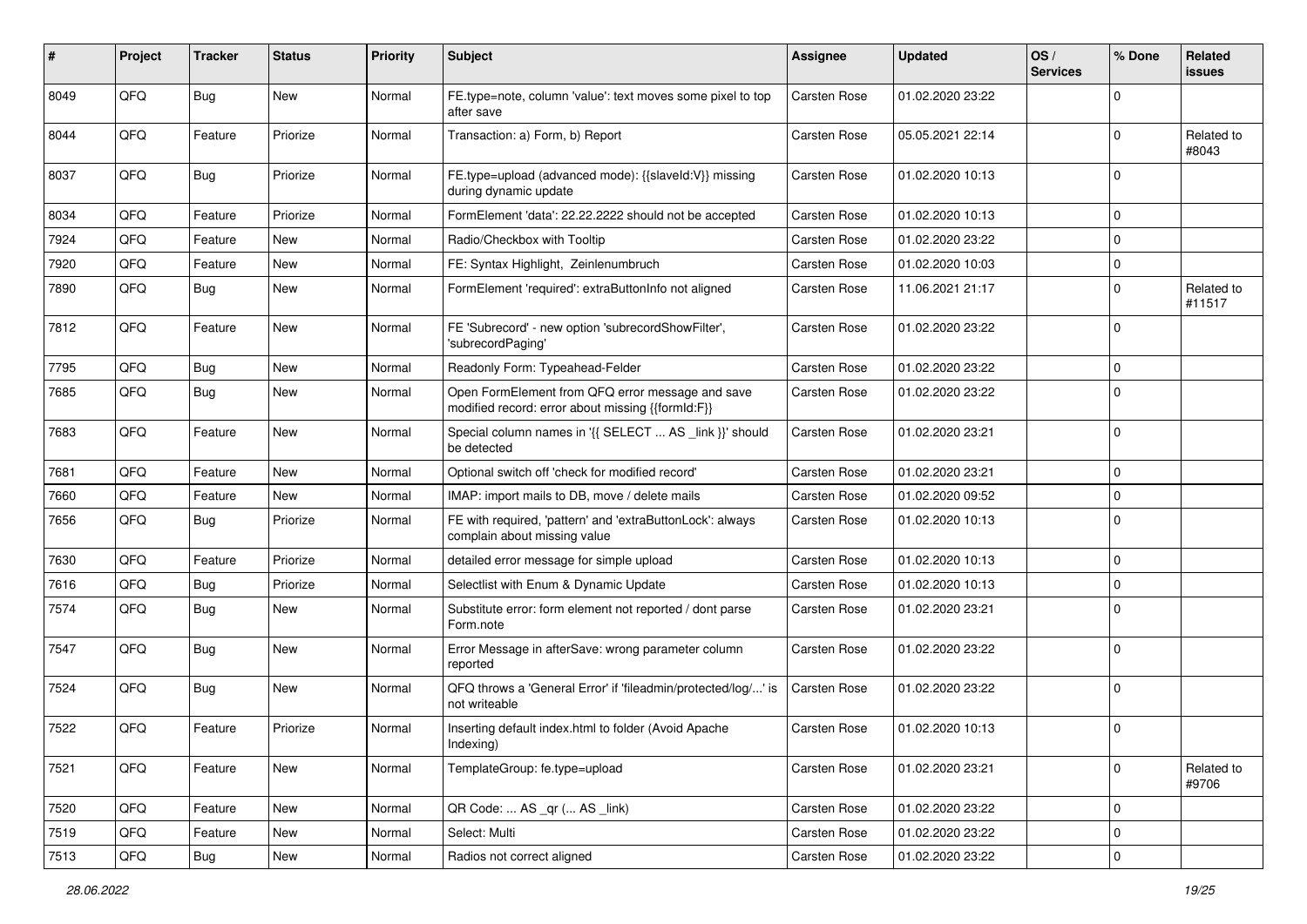| # | Project | Tracker | Status | Priority | Subject | Assignee | Updated | OS / Services | % Done | Related issues |
|---|---|---|---|---|---|---|---|---|---|---|
| 8049 | QFQ | Bug | New | Normal | FE.type=note, column 'value': text moves some pixel to top after save | Carsten Rose | 01.02.2020 23:22 | | 0 | |
| 8044 | QFQ | Feature | Priorize | Normal | Transaction: a) Form, b) Report | Carsten Rose | 05.05.2021 22:14 | | 0 | Related to #8043 |
| 8037 | QFQ | Bug | Priorize | Normal | FE.type=upload (advanced mode): {{slaveId:V}} missing during dynamic update | Carsten Rose | 01.02.2020 10:13 | | 0 | |
| 8034 | QFQ | Feature | Priorize | Normal | FormElement 'data': 22.22.2222 should not be accepted | Carsten Rose | 01.02.2020 10:13 | | 0 | |
| 7924 | QFQ | Feature | New | Normal | Radio/Checkbox with Tooltip | Carsten Rose | 01.02.2020 23:22 | | 0 | |
| 7920 | QFQ | Feature | New | Normal | FE: Syntax Highlight, Zeinlenumbruch | Carsten Rose | 01.02.2020 10:03 | | 0 | |
| 7890 | QFQ | Bug | New | Normal | FormElement 'required': extraButtonInfo not aligned | Carsten Rose | 11.06.2021 21:17 | | 0 | Related to #11517 |
| 7812 | QFQ | Feature | New | Normal | FE 'Subrecord' - new option 'subrecordShowFilter', 'subrecordPaging' | Carsten Rose | 01.02.2020 23:22 | | 0 | |
| 7795 | QFQ | Bug | New | Normal | Readonly Form: Typeahead-Felder | Carsten Rose | 01.02.2020 23:22 | | 0 | |
| 7685 | QFQ | Bug | New | Normal | Open FormElement from QFQ error message and save modified record: error about missing {{formId:F}} | Carsten Rose | 01.02.2020 23:22 | | 0 | |
| 7683 | QFQ | Feature | New | Normal | Special column names in '{{ SELECT ... AS _link }}' should be detected | Carsten Rose | 01.02.2020 23:21 | | 0 | |
| 7681 | QFQ | Feature | New | Normal | Optional switch off 'check for modified record' | Carsten Rose | 01.02.2020 23:21 | | 0 | |
| 7660 | QFQ | Feature | New | Normal | IMAP: import mails to DB, move / delete mails | Carsten Rose | 01.02.2020 09:52 | | 0 | |
| 7656 | QFQ | Bug | Priorize | Normal | FE with required, 'pattern' and 'extraButtonLock': always complain about missing value | Carsten Rose | 01.02.2020 10:13 | | 0 | |
| 7630 | QFQ | Feature | Priorize | Normal | detailed error message for simple upload | Carsten Rose | 01.02.2020 10:13 | | 0 | |
| 7616 | QFQ | Bug | Priorize | Normal | Selectlist with Enum & Dynamic Update | Carsten Rose | 01.02.2020 10:13 | | 0 | |
| 7574 | QFQ | Bug | New | Normal | Substitute error: form element not reported / dont parse Form.note | Carsten Rose | 01.02.2020 23:21 | | 0 | |
| 7547 | QFQ | Bug | New | Normal | Error Message in afterSave: wrong parameter column reported | Carsten Rose | 01.02.2020 23:22 | | 0 | |
| 7524 | QFQ | Bug | New | Normal | QFQ throws a 'General Error' if 'fileadmin/protected/log/...' is not writeable | Carsten Rose | 01.02.2020 23:22 | | 0 | |
| 7522 | QFQ | Feature | Priorize | Normal | Inserting default index.html to folder (Avoid Apache Indexing) | Carsten Rose | 01.02.2020 10:13 | | 0 | |
| 7521 | QFQ | Feature | New | Normal | TemplateGroup: fe.type=upload | Carsten Rose | 01.02.2020 23:21 | | 0 | Related to #9706 |
| 7520 | QFQ | Feature | New | Normal | QR Code: ... AS _qr ( ... AS _link) | Carsten Rose | 01.02.2020 23:22 | | 0 | |
| 7519 | QFQ | Feature | New | Normal | Select: Multi | Carsten Rose | 01.02.2020 23:22 | | 0 | |
| 7513 | QFQ | Bug | New | Normal | Radios not correct aligned | Carsten Rose | 01.02.2020 23:22 | | 0 | |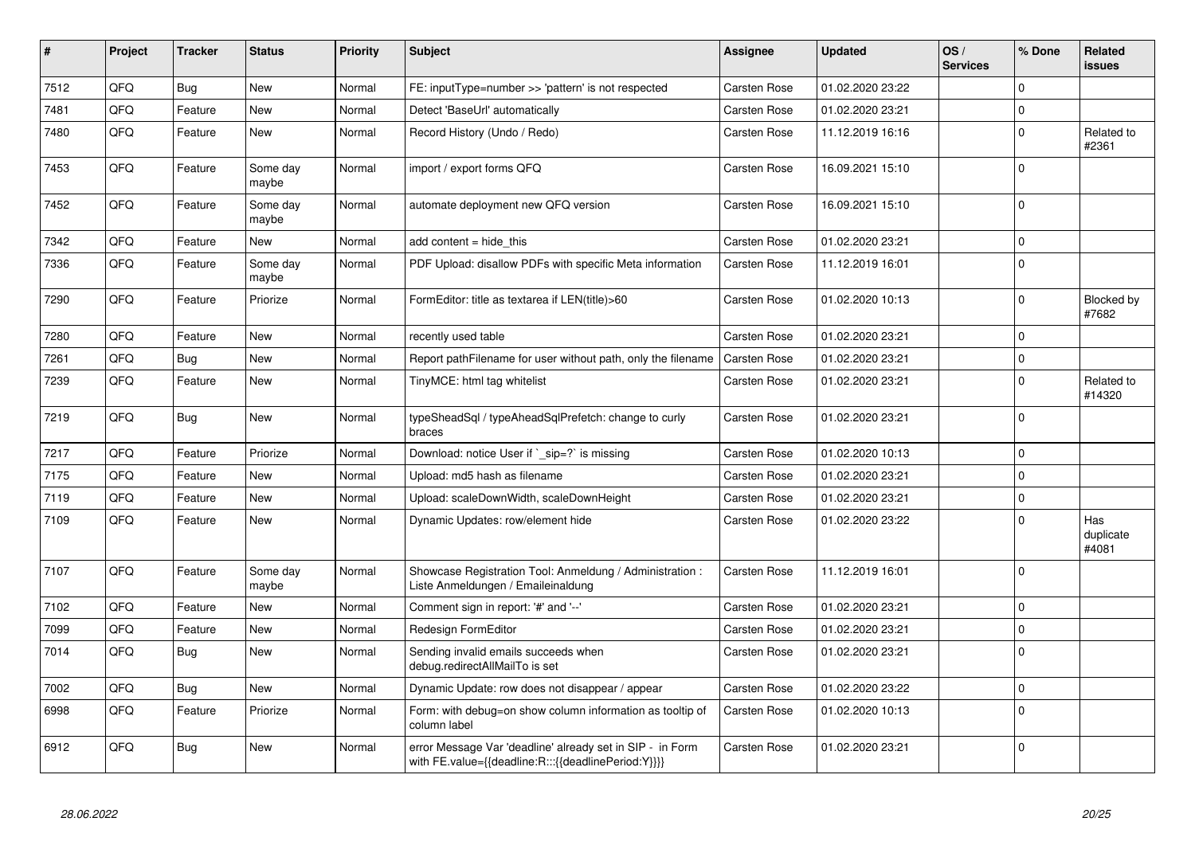| # | Project | Tracker | Status | Priority | Subject | Assignee | Updated | OS / Services | % Done | Related issues |
|---|---|---|---|---|---|---|---|---|---|---|
| 7512 | QFQ | Bug | New | Normal | FE: inputType=number >> 'pattern' is not respected | Carsten Rose | 01.02.2020 23:22 | | 0 | |
| 7481 | QFQ | Feature | New | Normal | Detect 'BaseUrl' automatically | Carsten Rose | 01.02.2020 23:21 | | 0 | |
| 7480 | QFQ | Feature | New | Normal | Record History (Undo / Redo) | Carsten Rose | 11.12.2019 16:16 | | 0 | Related to #2361 |
| 7453 | QFQ | Feature | Some day maybe | Normal | import / export forms QFQ | Carsten Rose | 16.09.2021 15:10 | | 0 | |
| 7452 | QFQ | Feature | Some day maybe | Normal | automate deployment new QFQ version | Carsten Rose | 16.09.2021 15:10 | | 0 | |
| 7342 | QFQ | Feature | New | Normal | add content = hide_this | Carsten Rose | 01.02.2020 23:21 | | 0 | |
| 7336 | QFQ | Feature | Some day maybe | Normal | PDF Upload: disallow PDFs with specific Meta information | Carsten Rose | 11.12.2019 16:01 | | 0 | |
| 7290 | QFQ | Feature | Priorize | Normal | FormEditor: title as textarea if LEN(title)>60 | Carsten Rose | 01.02.2020 10:13 | | 0 | Blocked by #7682 |
| 7280 | QFQ | Feature | New | Normal | recently used table | Carsten Rose | 01.02.2020 23:21 | | 0 | |
| 7261 | QFQ | Bug | New | Normal | Report pathFilename for user without path, only the filename | Carsten Rose | 01.02.2020 23:21 | | 0 | |
| 7239 | QFQ | Feature | New | Normal | TinyMCE: html tag whitelist | Carsten Rose | 01.02.2020 23:21 | | 0 | Related to #14320 |
| 7219 | QFQ | Bug | New | Normal | typeSheadSql / typeAheadSqlPrefetch: change to curly braces | Carsten Rose | 01.02.2020 23:21 | | 0 | |
| 7217 | QFQ | Feature | Priorize | Normal | Download: notice User if `_sip=?` is missing | Carsten Rose | 01.02.2020 10:13 | | 0 | |
| 7175 | QFQ | Feature | New | Normal | Upload: md5 hash as filename | Carsten Rose | 01.02.2020 23:21 | | 0 | |
| 7119 | QFQ | Feature | New | Normal | Upload: scaleDownWidth, scaleDownHeight | Carsten Rose | 01.02.2020 23:21 | | 0 | |
| 7109 | QFQ | Feature | New | Normal | Dynamic Updates: row/element hide | Carsten Rose | 01.02.2020 23:22 | | 0 | Has duplicate #4081 |
| 7107 | QFQ | Feature | Some day maybe | Normal | Showcase Registration Tool: Anmeldung / Administration : Liste Anmeldungen / Emaileinaldung | Carsten Rose | 11.12.2019 16:01 | | 0 | |
| 7102 | QFQ | Feature | New | Normal | Comment sign in report: '#' and '--' | Carsten Rose | 01.02.2020 23:21 | | 0 | |
| 7099 | QFQ | Feature | New | Normal | Redesign FormEditor | Carsten Rose | 01.02.2020 23:21 | | 0 | |
| 7014 | QFQ | Bug | New | Normal | Sending invalid emails succeeds when debug.redirectAllMailTo is set | Carsten Rose | 01.02.2020 23:21 | | 0 | |
| 7002 | QFQ | Bug | New | Normal | Dynamic Update: row does not disappear / appear | Carsten Rose | 01.02.2020 23:22 | | 0 | |
| 6998 | QFQ | Feature | Priorize | Normal | Form: with debug=on show column information as tooltip of column label | Carsten Rose | 01.02.2020 10:13 | | 0 | |
| 6912 | QFQ | Bug | New | Normal | error Message Var 'deadline' already set in SIP - in Form with FE.value={{deadline:R:::{{deadlinePeriod:Y}}}} | Carsten Rose | 01.02.2020 23:21 | | 0 | |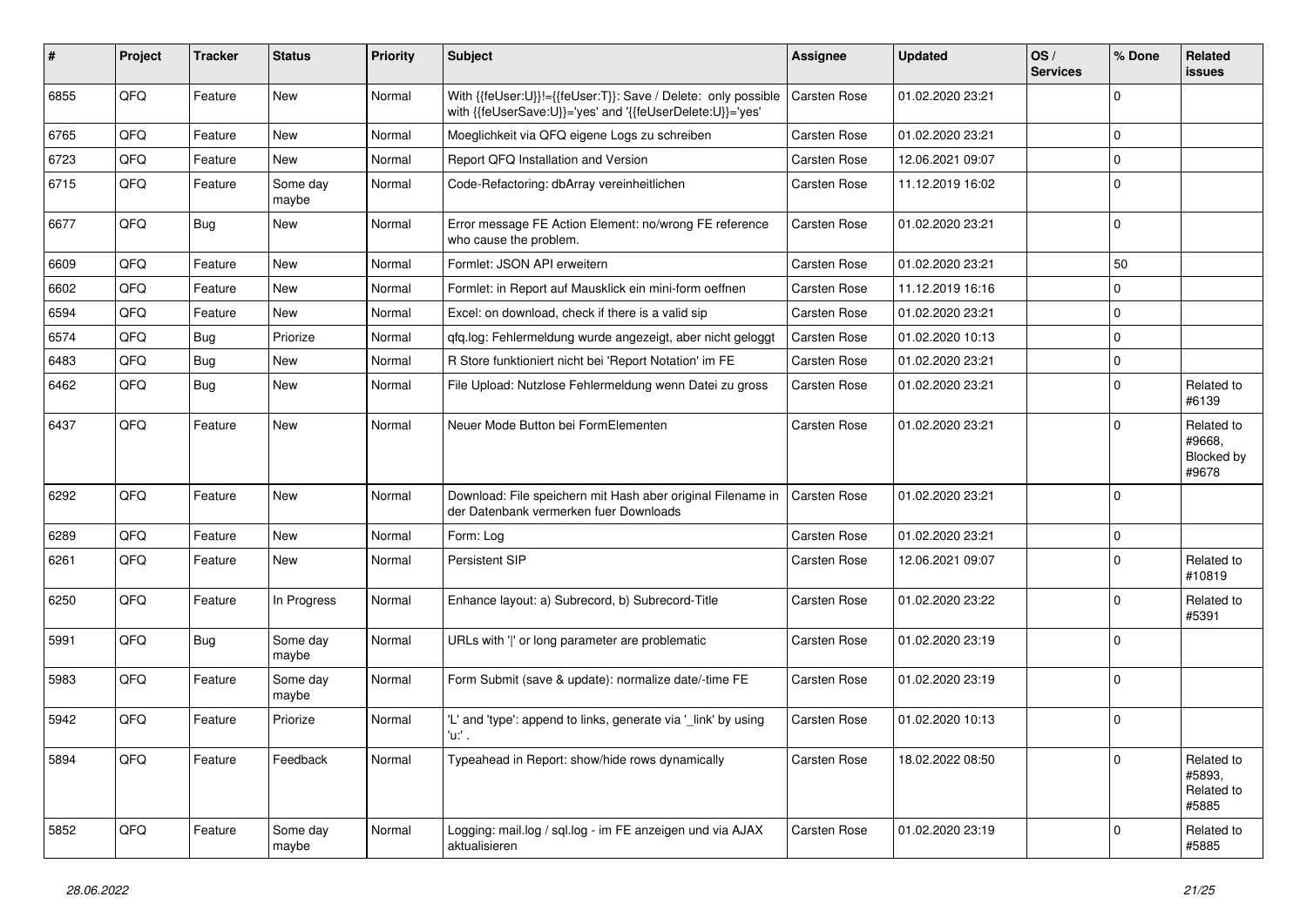| # | Project | Tracker | Status | Priority | Subject | Assignee | Updated | OS / Services | % Done | Related issues |
|---|---|---|---|---|---|---|---|---|---|---|
| 6855 | QFQ | Feature | New | Normal | With {{feUser:U}}!={{feUser:T}}: Save / Delete: only possible with {{feUserSave:U}}='yes' and '{{feUserDelete:U}}='yes' | Carsten Rose | 01.02.2020 23:21 | | 0 | |
| 6765 | QFQ | Feature | New | Normal | Moeglichkeit via QFQ eigene Logs zu schreiben | Carsten Rose | 01.02.2020 23:21 | | 0 | |
| 6723 | QFQ | Feature | New | Normal | Report QFQ Installation and Version | Carsten Rose | 12.06.2021 09:07 | | 0 | |
| 6715 | QFQ | Feature | Some day maybe | Normal | Code-Refactoring: dbArray vereinheitlichen | Carsten Rose | 11.12.2019 16:02 | | 0 | |
| 6677 | QFQ | Bug | New | Normal | Error message FE Action Element: no/wrong FE reference who cause the problem. | Carsten Rose | 01.02.2020 23:21 | | 0 | |
| 6609 | QFQ | Feature | New | Normal | Formlet: JSON API erweitern | Carsten Rose | 01.02.2020 23:21 | | 50 | |
| 6602 | QFQ | Feature | New | Normal | Formlet: in Report auf Mausklick ein mini-form oeffnen | Carsten Rose | 11.12.2019 16:16 | | 0 | |
| 6594 | QFQ | Feature | New | Normal | Excel: on download, check if there is a valid sip | Carsten Rose | 01.02.2020 23:21 | | 0 | |
| 6574 | QFQ | Bug | Priorize | Normal | qfq.log: Fehlermeldung wurde angezeigt, aber nicht geloggt | Carsten Rose | 01.02.2020 10:13 | | 0 | |
| 6483 | QFQ | Bug | New | Normal | R Store funktioniert nicht bei 'Report Notation' im FE | Carsten Rose | 01.02.2020 23:21 | | 0 | |
| 6462 | QFQ | Bug | New | Normal | File Upload: Nutzlose Fehlermeldung wenn Datei zu gross | Carsten Rose | 01.02.2020 23:21 | | 0 | Related to #6139 |
| 6437 | QFQ | Feature | New | Normal | Neuer Mode Button bei FormElementen | Carsten Rose | 01.02.2020 23:21 | | 0 | Related to #9668, Blocked by #9678 |
| 6292 | QFQ | Feature | New | Normal | Download: File speichern mit Hash aber original Filename in der Datenbank vermerken fuer Downloads | Carsten Rose | 01.02.2020 23:21 | | 0 | |
| 6289 | QFQ | Feature | New | Normal | Form: Log | Carsten Rose | 01.02.2020 23:21 | | 0 | |
| 6261 | QFQ | Feature | New | Normal | Persistent SIP | Carsten Rose | 12.06.2021 09:07 | | 0 | Related to #10819 |
| 6250 | QFQ | Feature | In Progress | Normal | Enhance layout: a) Subrecord, b) Subrecord-Title | Carsten Rose | 01.02.2020 23:22 | | 0 | Related to #5391 |
| 5991 | QFQ | Bug | Some day maybe | Normal | URLs with '\|' or long parameter are problematic | Carsten Rose | 01.02.2020 23:19 | | 0 | |
| 5983 | QFQ | Feature | Some day maybe | Normal | Form Submit (save & update): normalize date/-time FE | Carsten Rose | 01.02.2020 23:19 | | 0 | |
| 5942 | QFQ | Feature | Priorize | Normal | 'L' and 'type': append to links, generate via '_link' by using 'u:' . | Carsten Rose | 01.02.2020 10:13 | | 0 | |
| 5894 | QFQ | Feature | Feedback | Normal | Typeahead in Report: show/hide rows dynamically | Carsten Rose | 18.02.2022 08:50 | | 0 | Related to #5893, Related to #5885 |
| 5852 | QFQ | Feature | Some day maybe | Normal | Logging: mail.log / sql.log - im FE anzeigen und via AJAX aktualisieren | Carsten Rose | 01.02.2020 23:19 | | 0 | Related to #5885 |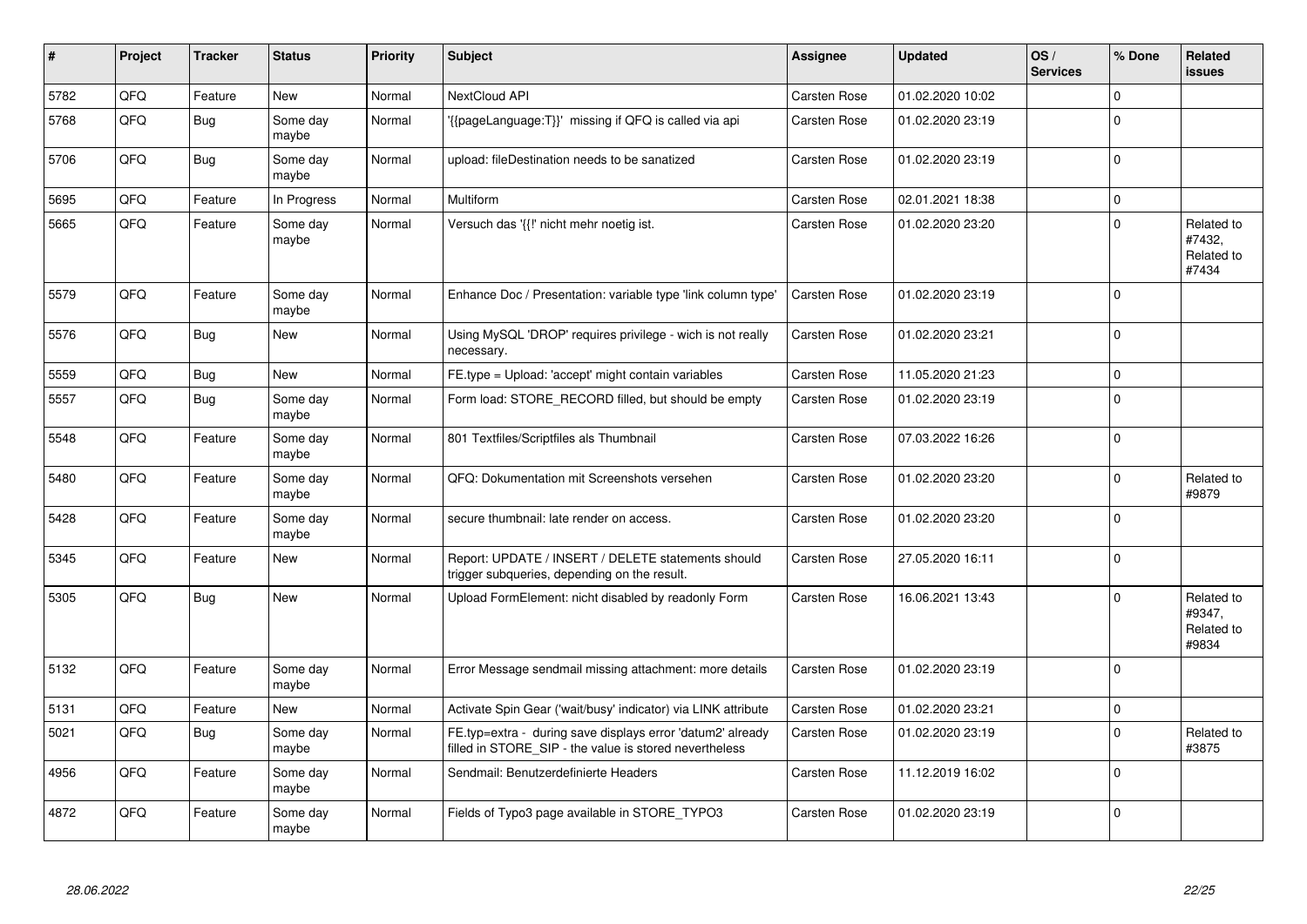| # | Project | Tracker | Status | Priority | Subject | Assignee | Updated | OS / Services | % Done | Related issues |
|---|---|---|---|---|---|---|---|---|---|---|
| 5782 | QFQ | Feature | New | Normal | NextCloud API | Carsten Rose | 01.02.2020 10:02 | | 0 | |
| 5768 | QFQ | Bug | Some day maybe | Normal | '{{pageLanguage:T}}' missing if QFQ is called via api | Carsten Rose | 01.02.2020 23:19 | | 0 | |
| 5706 | QFQ | Bug | Some day maybe | Normal | upload: fileDestination needs to be sanatized | Carsten Rose | 01.02.2020 23:19 | | 0 | |
| 5695 | QFQ | Feature | In Progress | Normal | Multiform | Carsten Rose | 02.01.2021 18:38 | | 0 | |
| 5665 | QFQ | Feature | Some day maybe | Normal | Versuch das '{{!' nicht mehr noetig ist. | Carsten Rose | 01.02.2020 23:20 | | 0 | Related to #7432, Related to #7434 |
| 5579 | QFQ | Feature | Some day maybe | Normal | Enhance Doc / Presentation: variable type 'link column type' | Carsten Rose | 01.02.2020 23:19 | | 0 | |
| 5576 | QFQ | Bug | New | Normal | Using MySQL 'DROP' requires privilege - wich is not really necessary. | Carsten Rose | 01.02.2020 23:21 | | 0 | |
| 5559 | QFQ | Bug | New | Normal | FE.type = Upload: 'accept' might contain variables | Carsten Rose | 11.05.2020 21:23 | | 0 | |
| 5557 | QFQ | Bug | Some day maybe | Normal | Form load: STORE_RECORD filled, but should be empty | Carsten Rose | 01.02.2020 23:19 | | 0 | |
| 5548 | QFQ | Feature | Some day maybe | Normal | 801 Textfiles/Scriptfiles als Thumbnail | Carsten Rose | 07.03.2022 16:26 | | 0 | |
| 5480 | QFQ | Feature | Some day maybe | Normal | QFQ: Dokumentation mit Screenshots versehen | Carsten Rose | 01.02.2020 23:20 | | 0 | Related to #9879 |
| 5428 | QFQ | Feature | Some day maybe | Normal | secure thumbnail: late render on access. | Carsten Rose | 01.02.2020 23:20 | | 0 | |
| 5345 | QFQ | Feature | New | Normal | Report: UPDATE / INSERT / DELETE statements should trigger subqueries, depending on the result. | Carsten Rose | 27.05.2020 16:11 | | 0 | |
| 5305 | QFQ | Bug | New | Normal | Upload FormElement: nicht disabled by readonly Form | Carsten Rose | 16.06.2021 13:43 | | 0 | Related to #9347, Related to #9834 |
| 5132 | QFQ | Feature | Some day maybe | Normal | Error Message sendmail missing attachment: more details | Carsten Rose | 01.02.2020 23:19 | | 0 | |
| 5131 | QFQ | Feature | New | Normal | Activate Spin Gear ('wait/busy' indicator) via LINK attribute | Carsten Rose | 01.02.2020 23:21 | | 0 | |
| 5021 | QFQ | Bug | Some day maybe | Normal | FE.typ=extra - during save displays error 'datum2' already filled in STORE_SIP - the value is stored nevertheless | Carsten Rose | 01.02.2020 23:19 | | 0 | Related to #3875 |
| 4956 | QFQ | Feature | Some day maybe | Normal | Sendmail: Benutzerdefinierte Headers | Carsten Rose | 11.12.2019 16:02 | | 0 | |
| 4872 | QFQ | Feature | Some day maybe | Normal | Fields of Typo3 page available in STORE_TYPO3 | Carsten Rose | 01.02.2020 23:19 | | 0 | |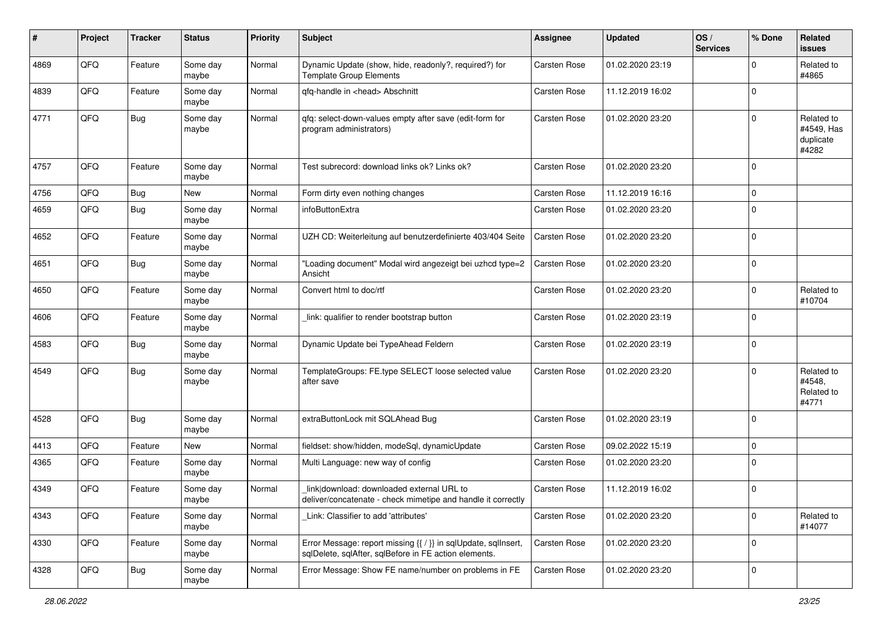| # | Project | Tracker | Status | Priority | Subject | Assignee | Updated | OS / Services | % Done | Related issues |
|---|---|---|---|---|---|---|---|---|---|---|
| 4869 | QFQ | Feature | Some day maybe | Normal | Dynamic Update (show, hide, readonly?, required?) for Template Group Elements | Carsten Rose | 01.02.2020 23:19 | | 0 | Related to #4865 |
| 4839 | QFQ | Feature | Some day maybe | Normal | qfq-handle in <head> Abschnitt | Carsten Rose | 11.12.2019 16:02 | | 0 | |
| 4771 | QFQ | Bug | Some day maybe | Normal | qfq: select-down-values empty after save (edit-form for program administrators) | Carsten Rose | 01.02.2020 23:20 | | 0 | Related to #4549, Has duplicate #4282 |
| 4757 | QFQ | Feature | Some day maybe | Normal | Test subrecord: download links ok? Links ok? | Carsten Rose | 01.02.2020 23:20 | | 0 | |
| 4756 | QFQ | Bug | New | Normal | Form dirty even nothing changes | Carsten Rose | 11.12.2019 16:16 | | 0 | |
| 4659 | QFQ | Bug | Some day maybe | Normal | infoButtonExtra | Carsten Rose | 01.02.2020 23:20 | | 0 | |
| 4652 | QFQ | Feature | Some day maybe | Normal | UZH CD: Weiterleitung auf benutzerdefinierte 403/404 Seite | Carsten Rose | 01.02.2020 23:20 | | 0 | |
| 4651 | QFQ | Bug | Some day maybe | Normal | "Loading document" Modal wird angezeigt bei uzhcd type=2 Ansicht | Carsten Rose | 01.02.2020 23:20 | | 0 | |
| 4650 | QFQ | Feature | Some day maybe | Normal | Convert html to doc/rtf | Carsten Rose | 01.02.2020 23:20 | | 0 | Related to #10704 |
| 4606 | QFQ | Feature | Some day maybe | Normal | _link: qualifier to render bootstrap button | Carsten Rose | 01.02.2020 23:19 | | 0 | |
| 4583 | QFQ | Bug | Some day maybe | Normal | Dynamic Update bei TypeAhead Feldern | Carsten Rose | 01.02.2020 23:19 | | 0 | |
| 4549 | QFQ | Bug | Some day maybe | Normal | TemplateGroups: FE.type SELECT loose selected value after save | Carsten Rose | 01.02.2020 23:20 | | 0 | Related to #4548, Related to #4771 |
| 4528 | QFQ | Bug | Some day maybe | Normal | extraButtonLock mit SQLAhead Bug | Carsten Rose | 01.02.2020 23:19 | | 0 | |
| 4413 | QFQ | Feature | New | Normal | fieldset: show/hidden, modeSql, dynamicUpdate | Carsten Rose | 09.02.2022 15:19 | | 0 | |
| 4365 | QFQ | Feature | Some day maybe | Normal | Multi Language: new way of config | Carsten Rose | 01.02.2020 23:20 | | 0 | |
| 4349 | QFQ | Feature | Some day maybe | Normal | _link\|download: downloaded external URL to deliver/concatenate - check mimetipe and handle it correctly | Carsten Rose | 11.12.2019 16:02 | | 0 | |
| 4343 | QFQ | Feature | Some day maybe | Normal | _Link: Classifier to add 'attributes' | Carsten Rose | 01.02.2020 23:20 | | 0 | Related to #14077 |
| 4330 | QFQ | Feature | Some day maybe | Normal | Error Message: report missing {{ / }} in sqlUpdate, sqlInsert, sqlDelete, sqlAfter, sqlBefore in FE action elements. | Carsten Rose | 01.02.2020 23:20 | | 0 | |
| 4328 | QFQ | Bug | Some day maybe | Normal | Error Message: Show FE name/number on problems in FE | Carsten Rose | 01.02.2020 23:20 | | 0 | |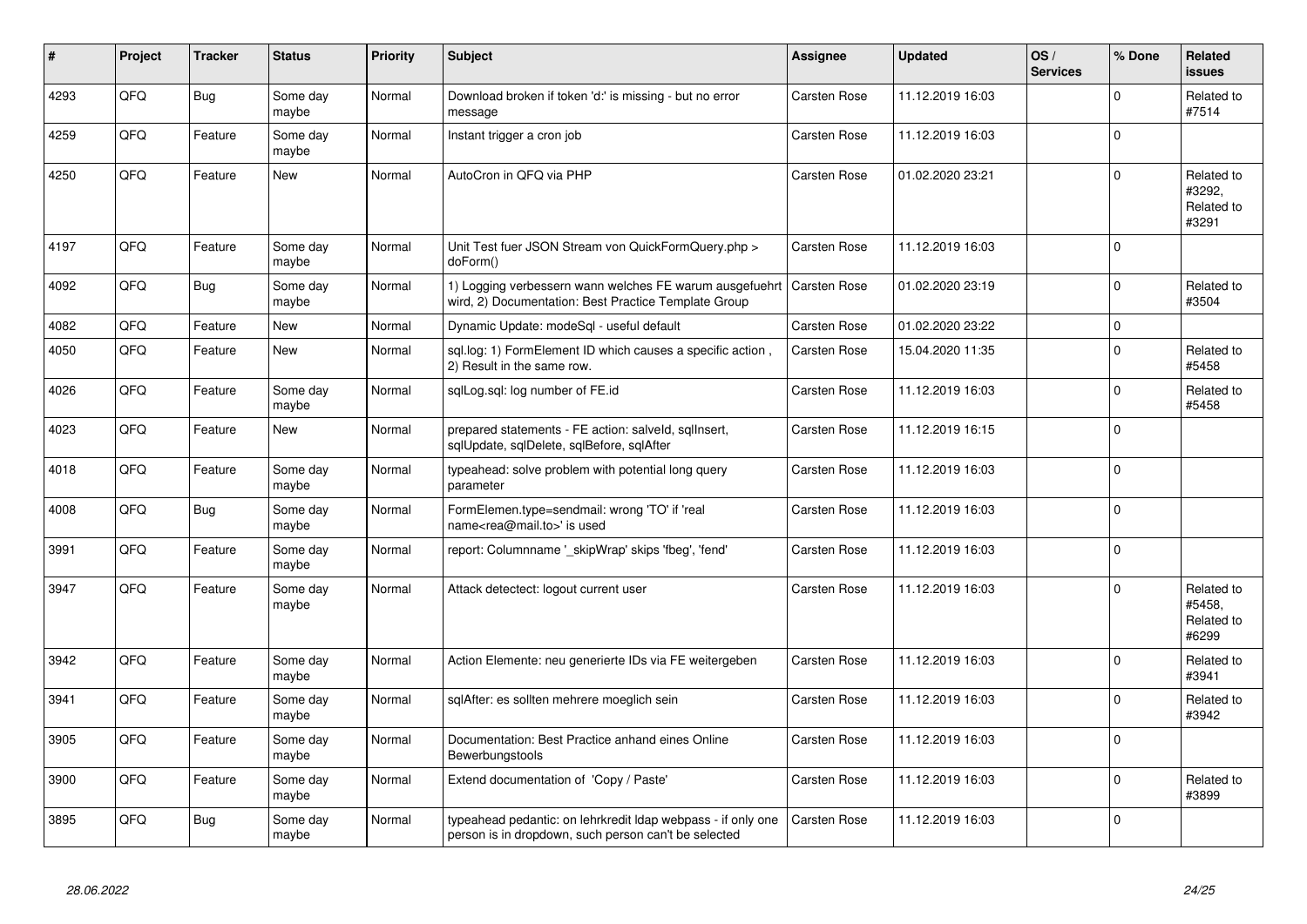| # | Project | Tracker | Status | Priority | Subject | Assignee | Updated | OS / Services | % Done | Related issues |
|---|---|---|---|---|---|---|---|---|---|---|
| 4293 | QFQ | Bug | Some day maybe | Normal | Download broken if token 'd:' is missing - but no error message | Carsten Rose | 11.12.2019 16:03 | | 0 | Related to #7514 |
| 4259 | QFQ | Feature | Some day maybe | Normal | Instant trigger a cron job | Carsten Rose | 11.12.2019 16:03 | | 0 | |
| 4250 | QFQ | Feature | New | Normal | AutoCron in QFQ via PHP | Carsten Rose | 01.02.2020 23:21 | | 0 | Related to #3292, Related to #3291 |
| 4197 | QFQ | Feature | Some day maybe | Normal | Unit Test fuer JSON Stream von QuickFormQuery.php > doForm() | Carsten Rose | 11.12.2019 16:03 | | 0 | |
| 4092 | QFQ | Bug | Some day maybe | Normal | 1) Logging verbessern wann welches FE warum ausgefuehrt wird, 2) Documentation: Best Practice Template Group | Carsten Rose | 01.02.2020 23:19 | | 0 | Related to #3504 |
| 4082 | QFQ | Feature | New | Normal | Dynamic Update: modeSql - useful default | Carsten Rose | 01.02.2020 23:22 | | 0 | |
| 4050 | QFQ | Feature | New | Normal | sql.log: 1) FormElement ID which causes a specific action , 2) Result in the same row. | Carsten Rose | 15.04.2020 11:35 | | 0 | Related to #5458 |
| 4026 | QFQ | Feature | Some day maybe | Normal | sqlLog.sql: log number of FE.id | Carsten Rose | 11.12.2019 16:03 | | 0 | Related to #5458 |
| 4023 | QFQ | Feature | New | Normal | prepared statements - FE action: salveId, sqlInsert, sqlUpdate, sqlDelete, sqlBefore, sqlAfter | Carsten Rose | 11.12.2019 16:15 | | 0 | |
| 4018 | QFQ | Feature | Some day maybe | Normal | typeahead: solve problem with potential long query parameter | Carsten Rose | 11.12.2019 16:03 | | 0 | |
| 4008 | QFQ | Bug | Some day maybe | Normal | FormElemen.type=sendmail: wrong 'TO' if 'real name<rea@mail.to>' is used | Carsten Rose | 11.12.2019 16:03 | | 0 | |
| 3991 | QFQ | Feature | Some day maybe | Normal | report: Columnname '_skipWrap' skips 'fbeg', 'fend' | Carsten Rose | 11.12.2019 16:03 | | 0 | |
| 3947 | QFQ | Feature | Some day maybe | Normal | Attack detectect: logout current user | Carsten Rose | 11.12.2019 16:03 | | 0 | Related to #5458, Related to #6299 |
| 3942 | QFQ | Feature | Some day maybe | Normal | Action Elemente: neu generierte IDs via FE weitergeben | Carsten Rose | 11.12.2019 16:03 | | 0 | Related to #3941 |
| 3941 | QFQ | Feature | Some day maybe | Normal | sqlAfter: es sollten mehrere moeglich sein | Carsten Rose | 11.12.2019 16:03 | | 0 | Related to #3942 |
| 3905 | QFQ | Feature | Some day maybe | Normal | Documentation: Best Practice anhand eines Online Bewerbungstools | Carsten Rose | 11.12.2019 16:03 | | 0 | |
| 3900 | QFQ | Feature | Some day maybe | Normal | Extend documentation of 'Copy / Paste' | Carsten Rose | 11.12.2019 16:03 | | 0 | Related to #3899 |
| 3895 | QFQ | Bug | Some day maybe | Normal | typeahead pedantic: on lehrkredit ldap webpass - if only one person is in dropdown, such person can't be selected | Carsten Rose | 11.12.2019 16:03 | | 0 | |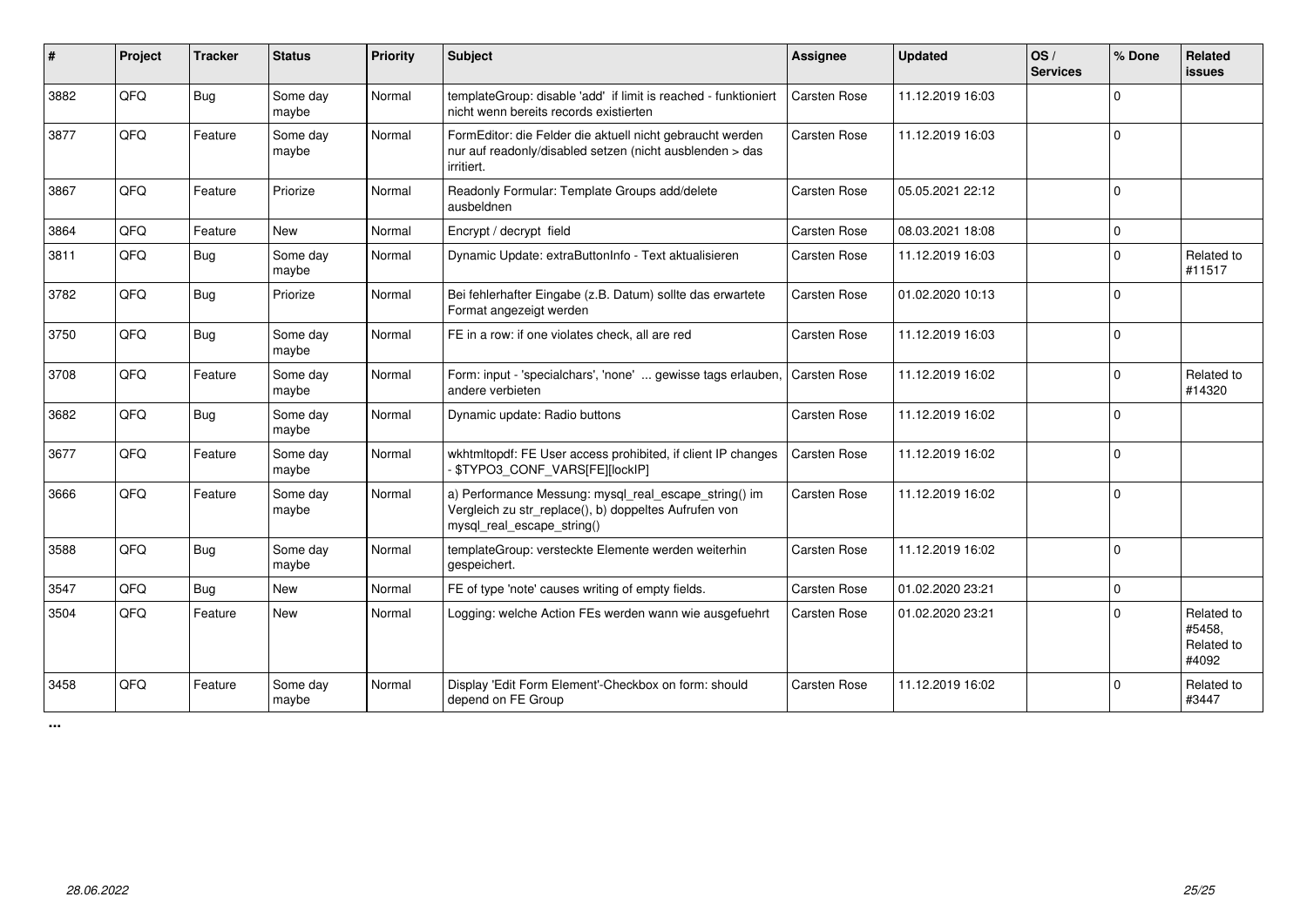| # | Project | Tracker | Status | Priority | Subject | Assignee | Updated | OS / Services | % Done | Related issues |
| --- | --- | --- | --- | --- | --- | --- | --- | --- | --- | --- |
| 3882 | QFQ | Bug | Some day maybe | Normal | templateGroup: disable 'add' if limit is reached - funktioniert nicht wenn bereits records existierten | Carsten Rose | 11.12.2019 16:03 | | 0 | |
| 3877 | QFQ | Feature | Some day maybe | Normal | FormEditor: die Felder die aktuell nicht gebraucht werden nur auf readonly/disabled setzen (nicht ausblenden > das irritiert. | Carsten Rose | 11.12.2019 16:03 | | 0 | |
| 3867 | QFQ | Feature | Priorize | Normal | Readonly Formular: Template Groups add/delete ausbeldnen | Carsten Rose | 05.05.2021 22:12 | | 0 | |
| 3864 | QFQ | Feature | New | Normal | Encrypt / decrypt field | Carsten Rose | 08.03.2021 18:08 | | 0 | |
| 3811 | QFQ | Bug | Some day maybe | Normal | Dynamic Update: extraButtonInfo - Text aktualisieren | Carsten Rose | 11.12.2019 16:03 | | 0 | Related to #11517 |
| 3782 | QFQ | Bug | Priorize | Normal | Bei fehlerhafter Eingabe (z.B. Datum) sollte das erwartete Format angezeigt werden | Carsten Rose | 01.02.2020 10:13 | | 0 | |
| 3750 | QFQ | Bug | Some day maybe | Normal | FE in a row: if one violates check, all are red | Carsten Rose | 11.12.2019 16:03 | | 0 | |
| 3708 | QFQ | Feature | Some day maybe | Normal | Form: input - 'specialchars', 'none' ... gewisse tags erlauben, andere verbieten | Carsten Rose | 11.12.2019 16:02 | | 0 | Related to #14320 |
| 3682 | QFQ | Bug | Some day maybe | Normal | Dynamic update: Radio buttons | Carsten Rose | 11.12.2019 16:02 | | 0 | |
| 3677 | QFQ | Feature | Some day maybe | Normal | wkhtmltopdf: FE User access prohibited, if client IP changes - $TYPO3_CONF_VARS[FE][lockIP] | Carsten Rose | 11.12.2019 16:02 | | 0 | |
| 3666 | QFQ | Feature | Some day maybe | Normal | a) Performance Messung: mysql_real_escape_string() im Vergleich zu str_replace(), b) doppeltes Aufrufen von mysql_real_escape_string() | Carsten Rose | 11.12.2019 16:02 | | 0 | |
| 3588 | QFQ | Bug | Some day maybe | Normal | templateGroup: versteckte Elemente werden weiterhin gespeichert. | Carsten Rose | 11.12.2019 16:02 | | 0 | |
| 3547 | QFQ | Bug | New | Normal | FE of type 'note' causes writing of empty fields. | Carsten Rose | 01.02.2020 23:21 | | 0 | |
| 3504 | QFQ | Feature | New | Normal | Logging: welche Action FEs werden wann wie ausgefuehrt | Carsten Rose | 01.02.2020 23:21 | | 0 | Related to #5458, Related to #4092 |
| 3458 | QFQ | Feature | Some day maybe | Normal | Display 'Edit Form Element'-Checkbox on form: should depend on FE Group | Carsten Rose | 11.12.2019 16:02 | | 0 | Related to #3447 |

...